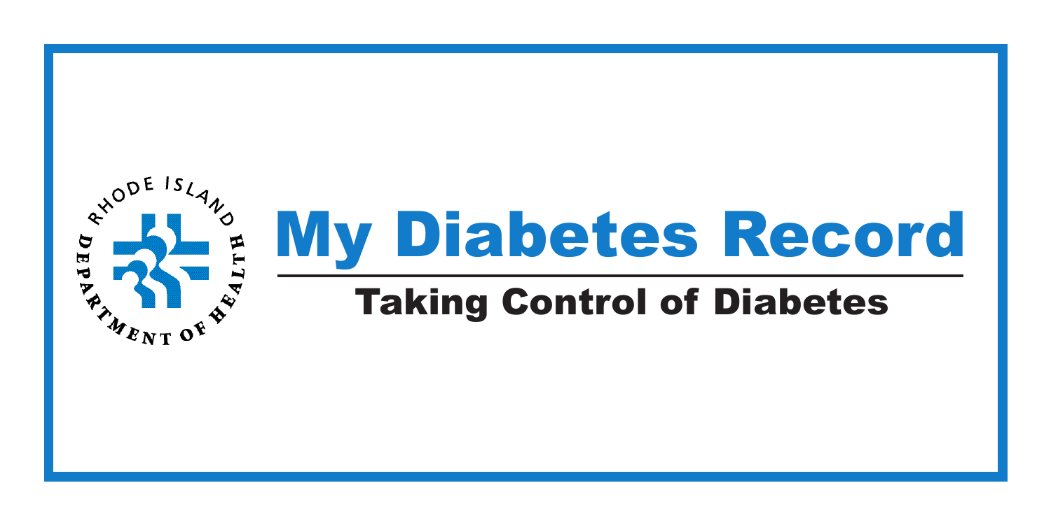RHODE ISLAND DEPARTMENT OF HEALTH

# My Diabetes Record

## Taking Control of Diabetes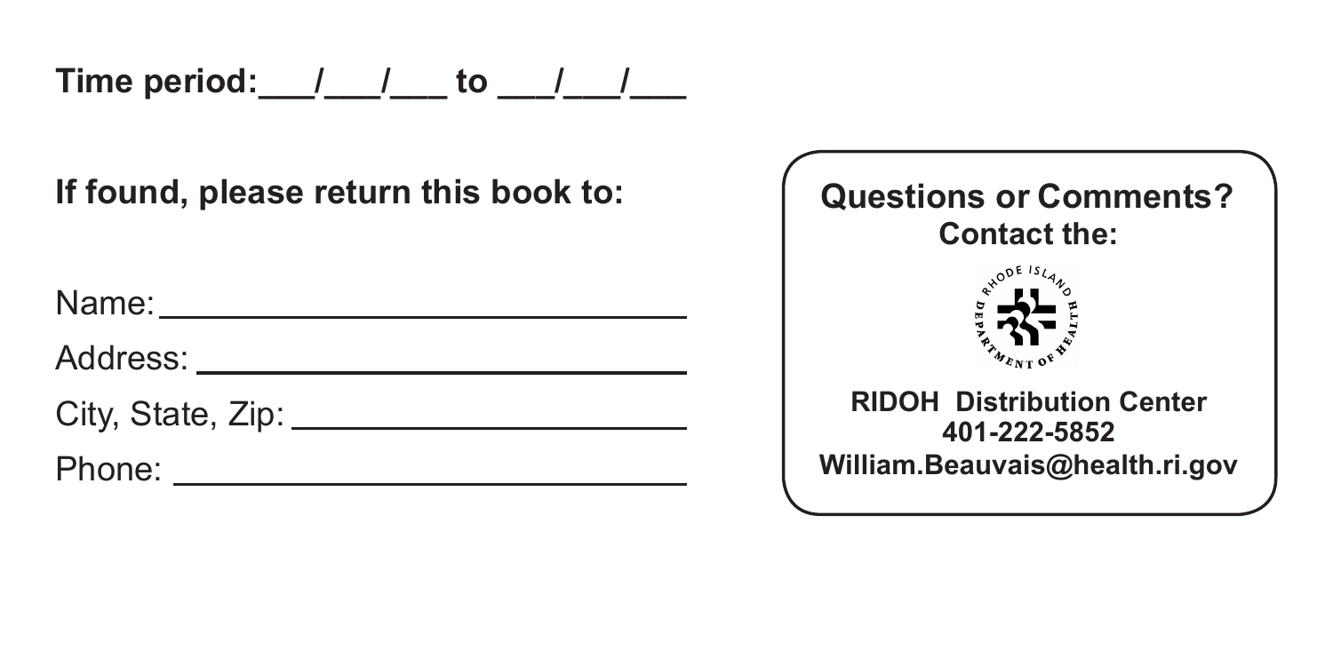**Time period:\_\_\_/\_\_\_/\_\_\_ to \_\_\_/\_\_\_/\_\_\_**

**If found, please return this book to:**

Name: \_\_\_\_\_\_\_\_\_\_\_\_\_\_\_\_\_\_\_\_\_\_\_\_\_\_\_\_\_\_

Address: \_\_\_\_\_\_\_\_\_\_\_\_\_\_\_\_\_\_\_\_\_\_\_\_\_\_\_\_

City, State, Zip: \_\_\_\_\_\_\_\_\_\_\_\_\_\_\_\_\_\_\_\_\_\_

Phone: \_\_\_\_\_\_\_\_\_\_\_\_\_\_\_\_\_\_\_\_\_\_\_\_\_\_\_\_\_

**Questions or Comments?**
**Contact the:**

RHODE ISLAND DEPARTMENT OF HEALTH

**RIDOH Distribution Center**
**401-222-5852**
**William.Beauvais@health.ri.gov**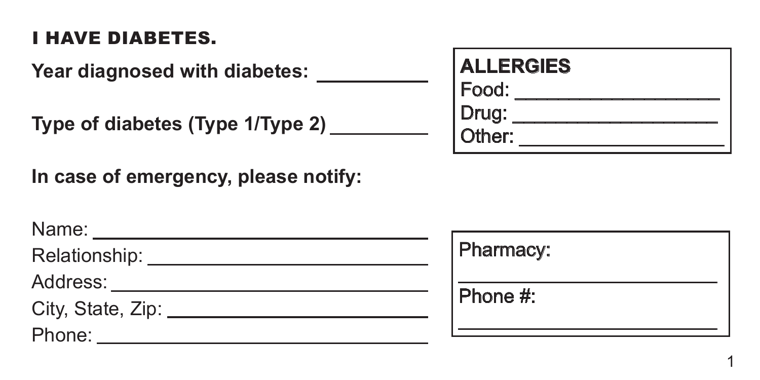## I HAVE DIABETES.

**Year diagnosed with diabetes:** __________

**Type of diabetes (Type 1/Type 2)** __________

**ALLERGIES**

Food: ____________________

Drug: ____________________

Other: ____________________

**In case of emergency, please notify:**

Name: ______________________________

Relationship: ______________________________

Address: ______________________________

City, State, Zip: ______________________________

Phone: ______________________________

Pharmacy:

______________________________

Phone #:

______________________________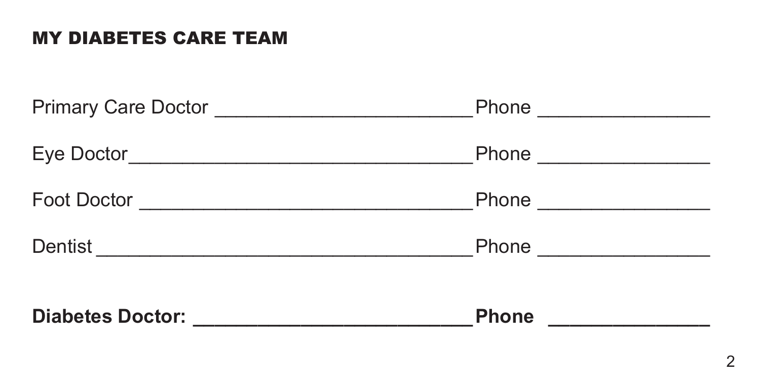## MY DIABETES CARE TEAM

Primary Care Doctor ________________________ Phone ________________

Eye Doctor ________________________________ Phone ________________

Foot Doctor _______________________________ Phone ________________

Dentist ___________________________________ Phone ________________

**Diabetes Doctor: __________________________ Phone _______________**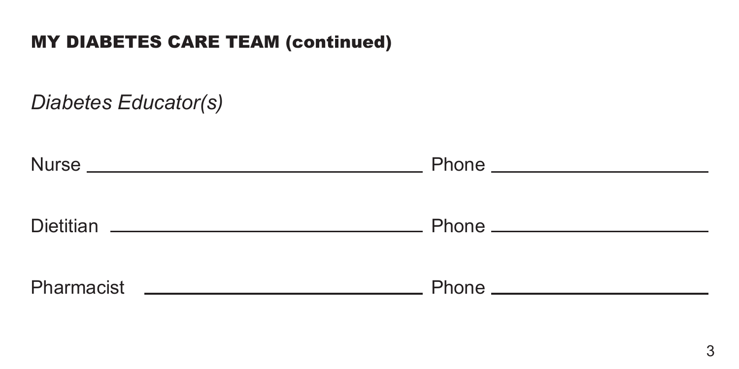## MY DIABETES CARE TEAM (continued)

*Diabetes Educator(s)*

Nurse ______________________________ Phone ____________________

Dietitian ____________________________ Phone ____________________

Pharmacist __________________________ Phone ____________________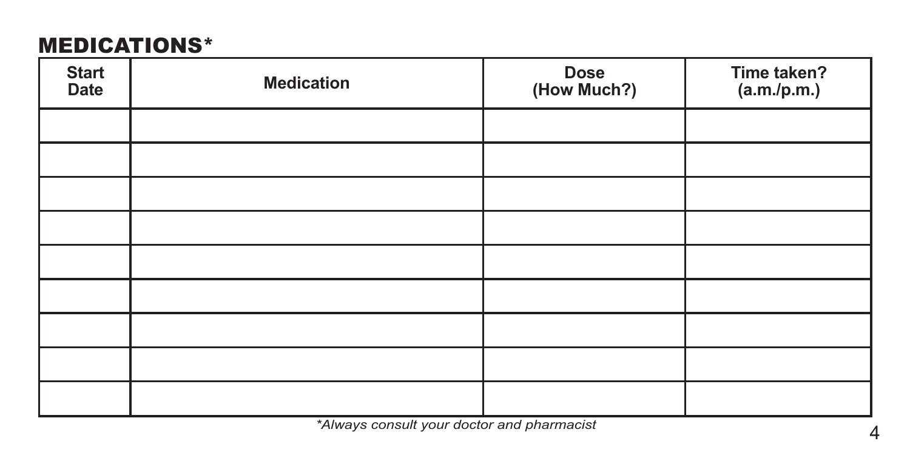## MEDICATIONS*

| Start Date | Medication | Dose (How Much?) | Time taken? (a.m./p.m.) |
|---|---|---|---|
| | | | |
| | | | |
| | | | |
| | | | |
| | | | |
| | | | |
| | | | |
| | | | |
| | | | |

*\*Always consult your doctor and pharmacist*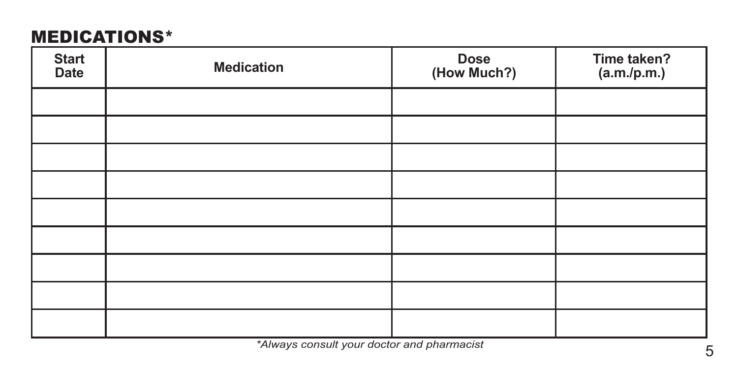## MEDICATIONS*

| Start Date | Medication | Dose (How Much?) | Time taken? (a.m./p.m.) |
|---|---|---|---|
| | | | |
| | | | |
| | | | |
| | | | |
| | | | |
| | | | |
| | | | |
| | | | |
| | | | |

*\*Always consult your doctor and pharmacist*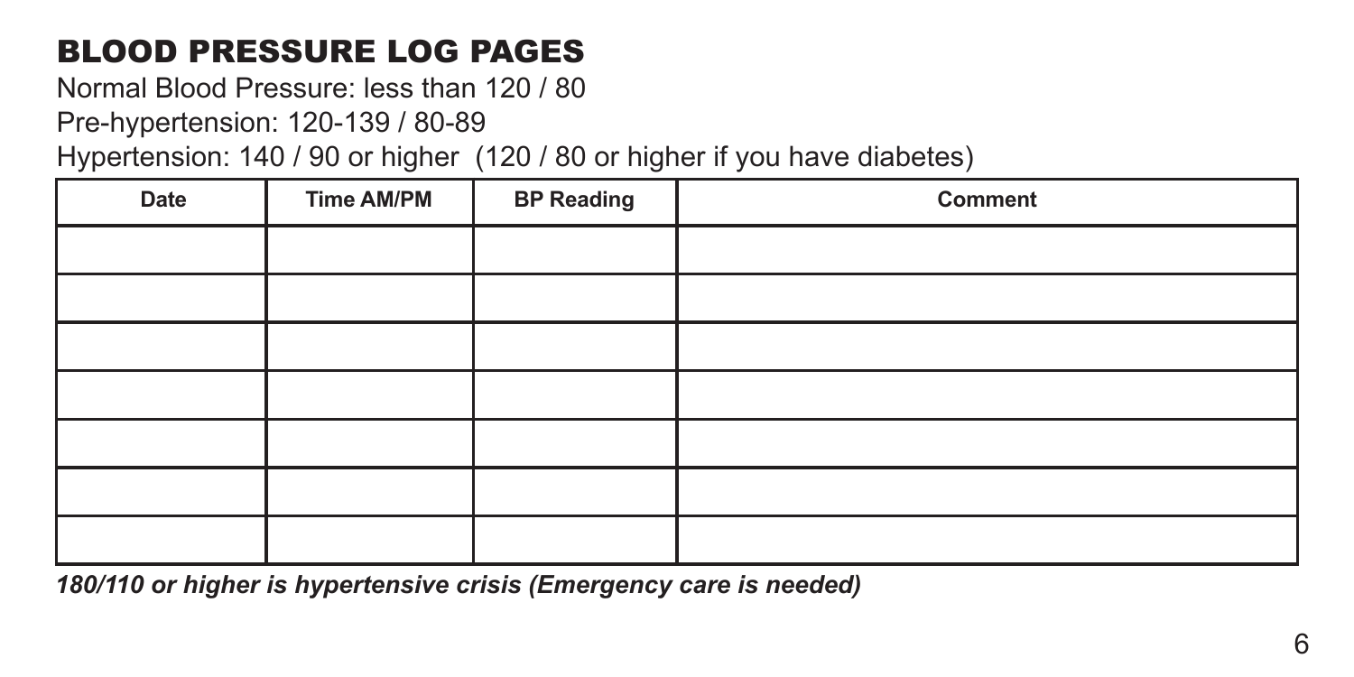# BLOOD PRESSURE LOG PAGES

Normal Blood Pressure: less than 120 / 80

Pre-hypertension: 120-139 / 80-89

Hypertension: 140 / 90 or higher (120 / 80 or higher if you have diabetes)

| Date | Time AM/PM | BP Reading | Comment |
|---|---|---|---|
| | | | |
| | | | |
| | | | |
| | | | |
| | | | |
| | | | |
| | | | |

***180/110 or higher is hypertensive crisis (Emergency care is needed)***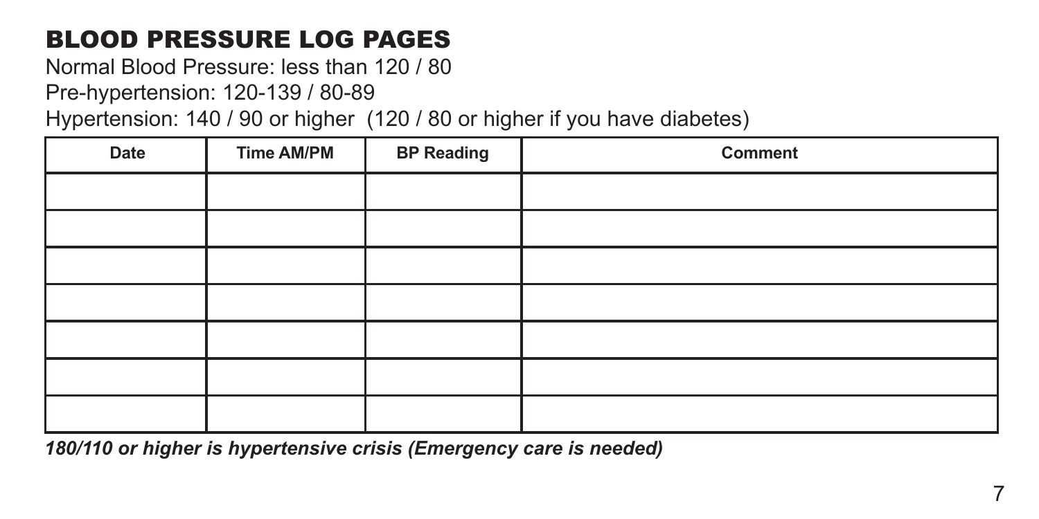# BLOOD PRESSURE LOG PAGES

Normal Blood Pressure: less than 120 / 80

Pre-hypertension: 120-139 / 80-89

Hypertension: 140 / 90 or higher (120 / 80 or higher if you have diabetes)

| Date | Time AM/PM | BP Reading | Comment |
| --- | --- | --- | --- |
| | | | |
| | | | |
| | | | |
| | | | |
| | | | |
| | | | |
| | | | |

***180/110 or higher is hypertensive crisis (Emergency care is needed)***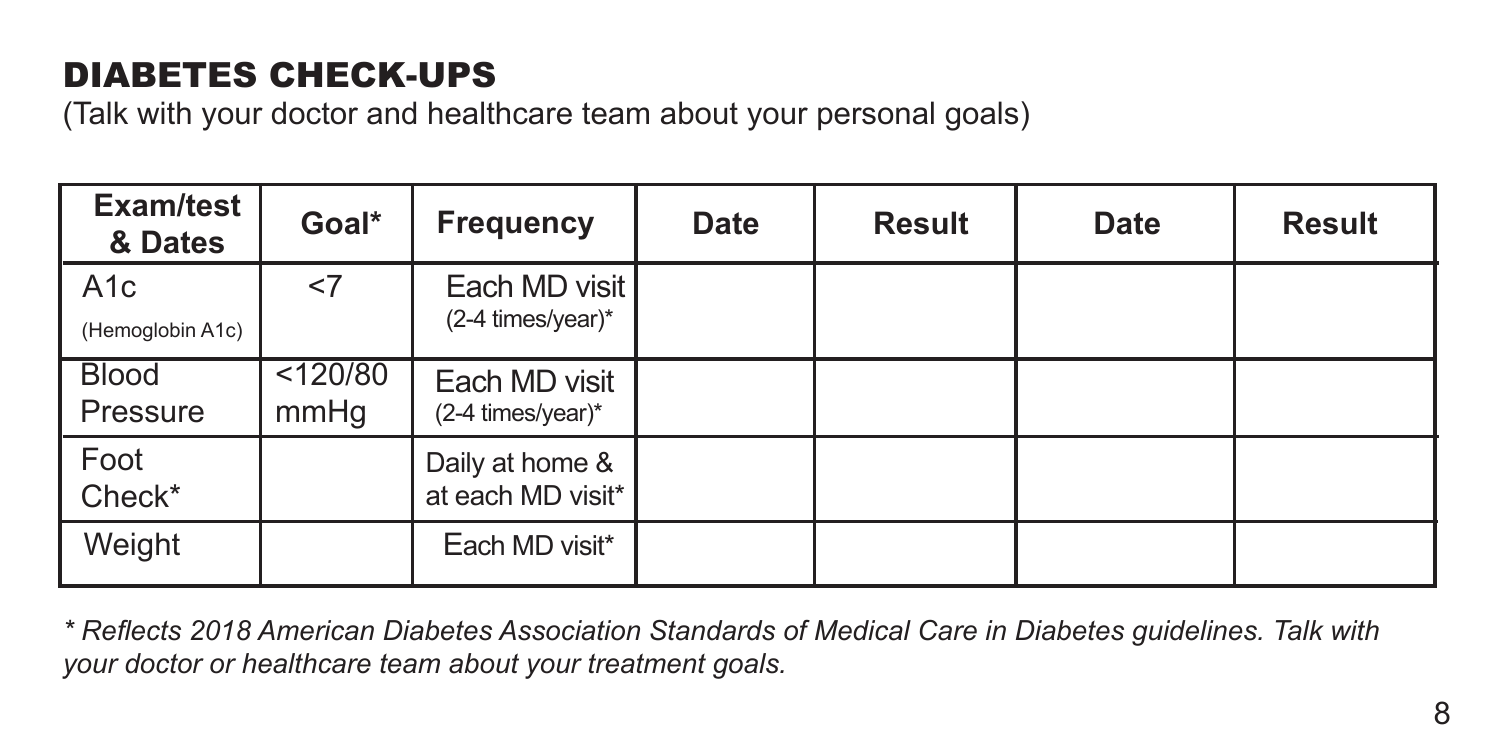## DIABETES CHECK-UPS

(Talk with your doctor and healthcare team about your personal goals)

| Exam/test & Dates | Goal* | Frequency | Date | Result | Date | Result |
|---|---|---|---|---|---|---|
| A1c (Hemoglobin A1c) | <7 | Each MD visit (2-4 times/year)* | | | | |
| Blood Pressure | <120/80 mmHg | Each MD visit (2-4 times/year)* | | | | |
| Foot Check* | | Daily at home & at each MD visit* | | | | |
| Weight | | Each MD visit* | | | | |

*\* Reflects 2018 American Diabetes Association Standards of Medical Care in Diabetes guidelines. Talk with your doctor or healthcare team about your treatment goals.*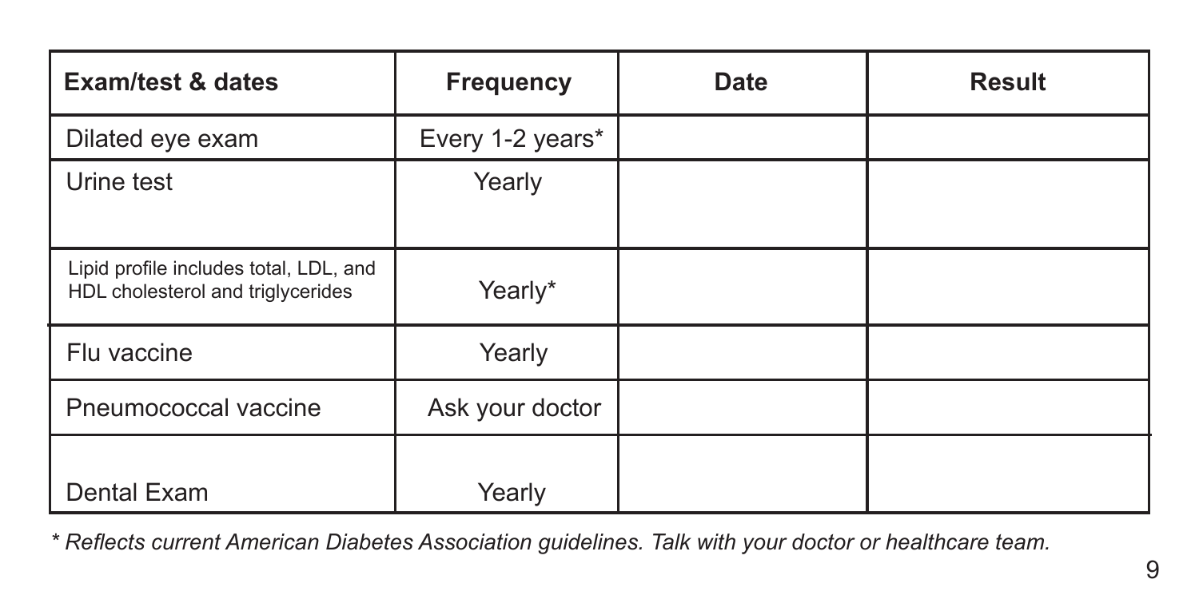| Exam/test & dates | Frequency | Date | Result |
| --- | --- | --- | --- |
| Dilated eye exam | Every 1-2 years* | | |
| Urine test | Yearly | | |
| Lipid profile includes total, LDL, and HDL cholesterol and triglycerides | Yearly* | | |
| Flu vaccine | Yearly | | |
| Pneumococcal vaccine | Ask your doctor | | |
| Dental Exam | Yearly | | |

*\* Reflects current American Diabetes Association guidelines. Talk with your doctor or healthcare team.*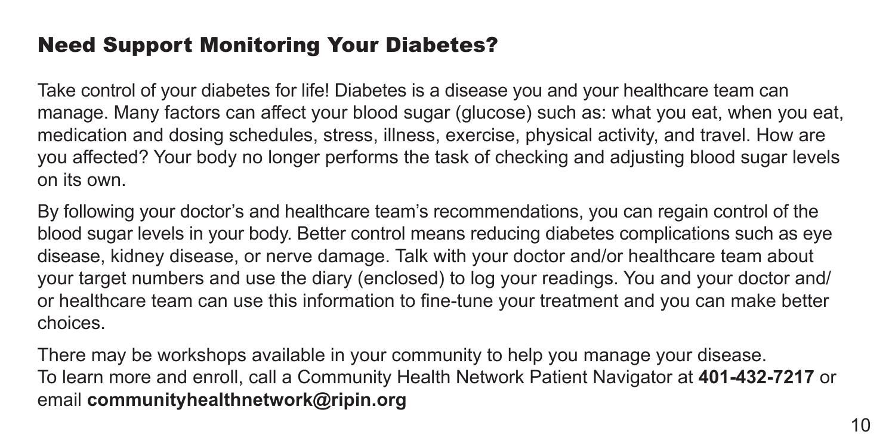## Need Support Monitoring Your Diabetes?

Take control of your diabetes for life! Diabetes is a disease you and your healthcare team can manage. Many factors can affect your blood sugar (glucose) such as: what you eat, when you eat, medication and dosing schedules, stress, illness, exercise, physical activity, and travel. How are you affected? Your body no longer performs the task of checking and adjusting blood sugar levels on its own.

By following your doctor's and healthcare team's recommendations, you can regain control of the blood sugar levels in your body. Better control means reducing diabetes complications such as eye disease, kidney disease, or nerve damage. Talk with your doctor and/or healthcare team about your target numbers and use the diary (enclosed) to log your readings. You and your doctor and/or healthcare team can use this information to fine-tune your treatment and you can make better choices.

There may be workshops available in your community to help you manage your disease. To learn more and enroll, call a Community Health Network Patient Navigator at **401-432-7217** or email **communityhealthnetwork@ripin.org**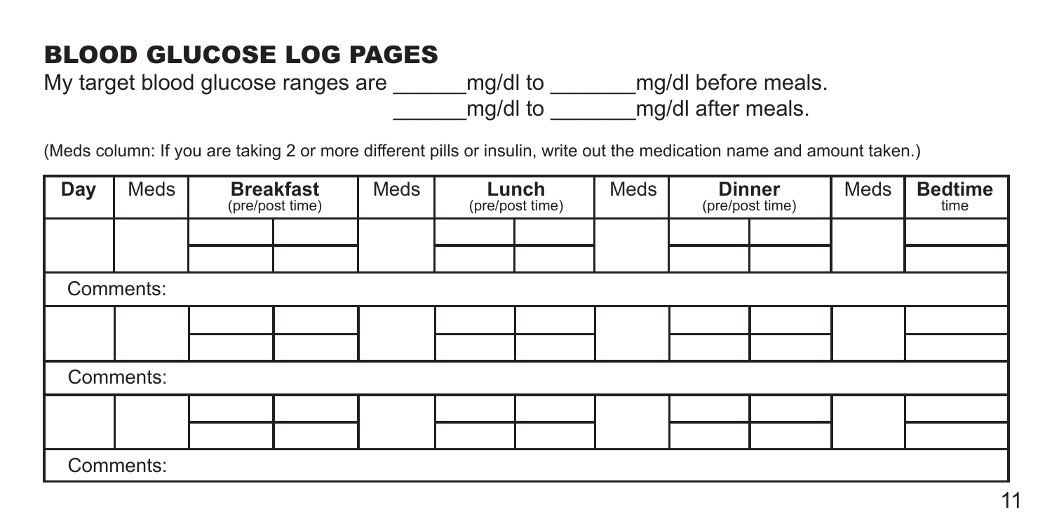## BLOOD GLUCOSE LOG PAGES

My target blood glucose ranges are ______mg/dl to _______mg/dl before meals.
______mg/dl to _______mg/dl after meals.

(Meds column: If you are taking 2 or more different pills or insulin, write out the medication name and amount taken.)

| Day | Meds | **Breakfast** (pre/post time) | | Meds | **Lunch** (pre/post time) | | Meds | **Dinner** (pre/post time) | | Meds | **Bedtime** time |
|---|---|---|---|---|---|---|---|---|---|---|---|
| | | | | | | | | | | | |
| | | | | | | | | | | | |
| Comments: | | | | | | | | | | | |
| | | | | | | | | | | | |
| | | | | | | | | | | | |
| Comments: | | | | | | | | | | | |
| | | | | | | | | | | | |
| | | | | | | | | | | | |
| Comments: | | | | | | | | | | | |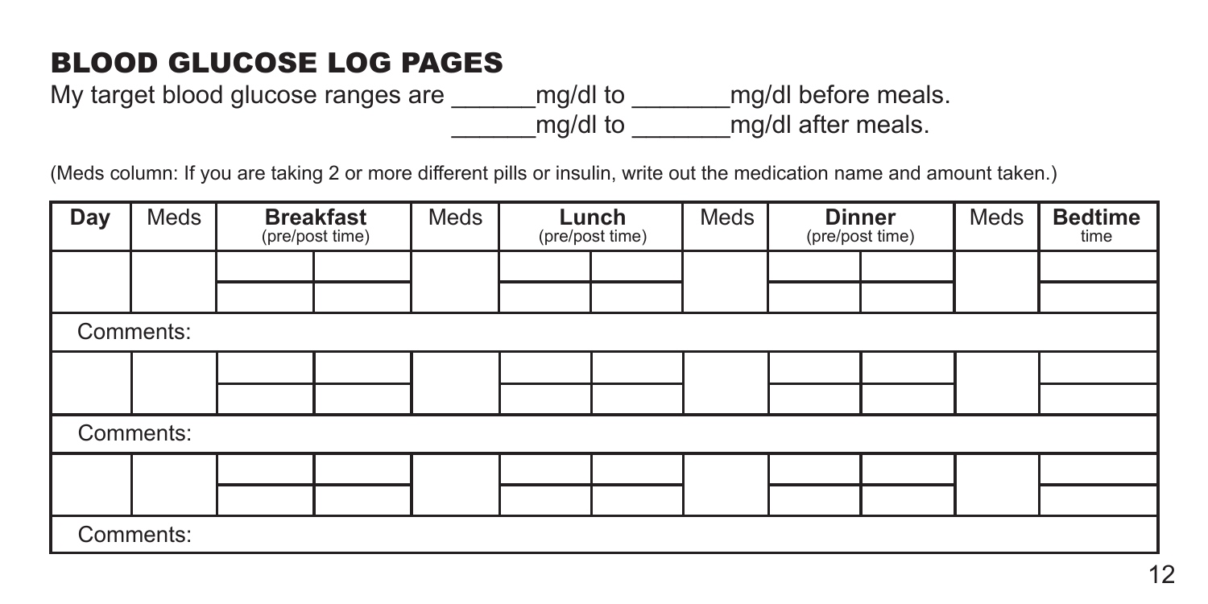## BLOOD GLUCOSE LOG PAGES

My target blood glucose ranges are ______mg/dl to _______mg/dl before meals.
______mg/dl to _______mg/dl after meals.

(Meds column: If you are taking 2 or more different pills or insulin, write out the medication name and amount taken.)

| Day | Meds | Breakfast (pre/post time) | | Meds | Lunch (pre/post time) | | Meds | Dinner (pre/post time) | | Meds | Bedtime time |
|---|---|---|---|---|---|---|---|---|---|---|---|
| | | | | | | | | | | | |
| | | | | | | | | | | | |
| Comments: | | | | | | | | | | | |
| | | | | | | | | | | | |
| | | | | | | | | | | | |
| Comments: | | | | | | | | | | | |
| | | | | | | | | | | | |
| | | | | | | | | | | | |
| Comments: | | | | | | | | | | | |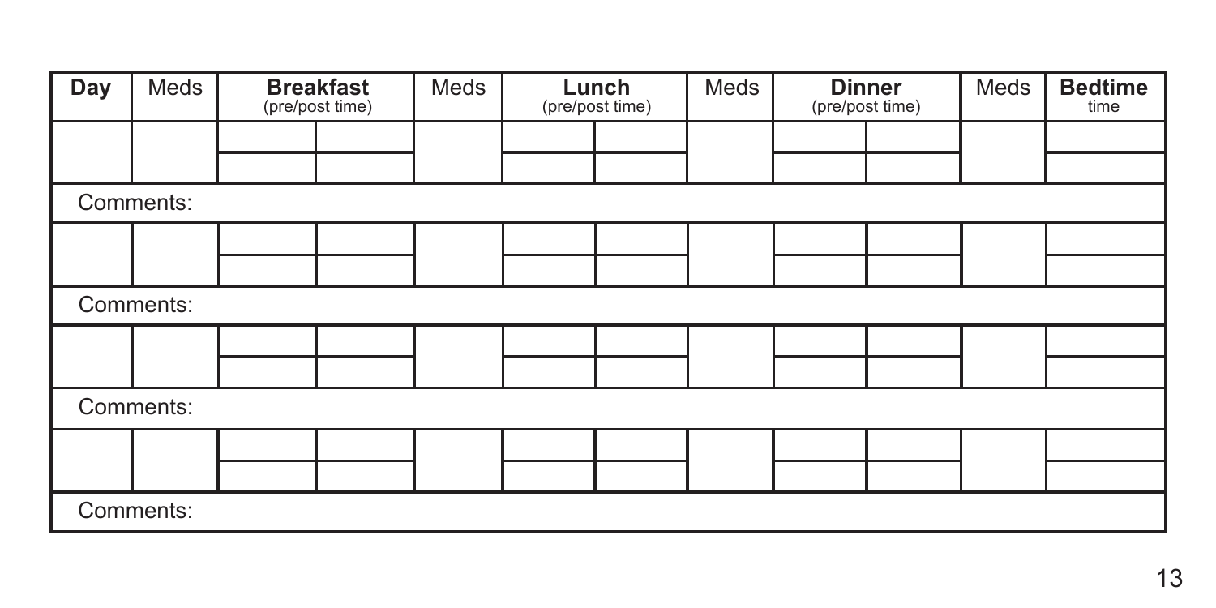| Day | Meds | Breakfast (pre/post time) | | Meds | Lunch (pre/post time) | | Meds | Dinner (pre/post time) | | Meds | Bedtime time |
|---|---|---|---|---|---|---|---|---|---|---|---|
| | | | | | | | | | | | |
| | | | | | | | | | | | |
| Comments: | | | | | | | | | | | |
| | | | | | | | | | | | |
| | | | | | | | | | | | |
| Comments: | | | | | | | | | | | |
| | | | | | | | | | | | |
| | | | | | | | | | | | |
| Comments: | | | | | | | | | | | |
| | | | | | | | | | | | |
| | | | | | | | | | | | |
| Comments: | | | | | | | | | | | |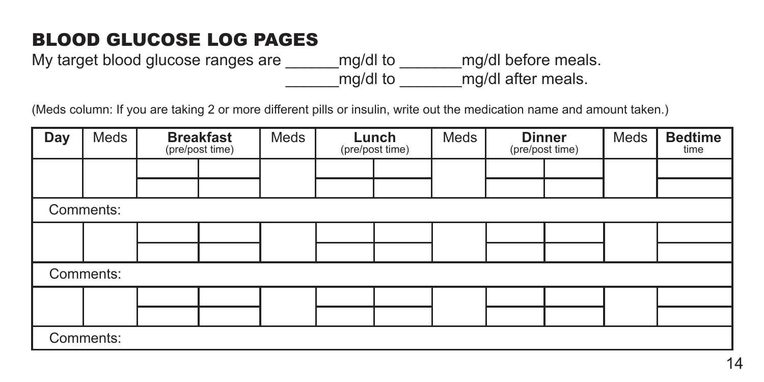## BLOOD GLUCOSE LOG PAGES

My target blood glucose ranges are ______mg/dl to _______mg/dl before meals.
______mg/dl to _______mg/dl after meals.

(Meds column: If you are taking 2 or more different pills or insulin, write out the medication name and amount taken.)

| Day | Meds | **Breakfast** (pre/post time) | | Meds | **Lunch** (pre/post time) | | Meds | **Dinner** (pre/post time) | | Meds | **Bedtime** time |
|---|---|---|---|---|---|---|---|---|---|---|---|
| | | | | | | | | | | | |
| | | | | | | | | | | | |
| Comments: | | | | | | | | | | | |
| | | | | | | | | | | | |
| | | | | | | | | | | | |
| Comments: | | | | | | | | | | | |
| | | | | | | | | | | | |
| | | | | | | | | | | | |
| Comments: | | | | | | | | | | | |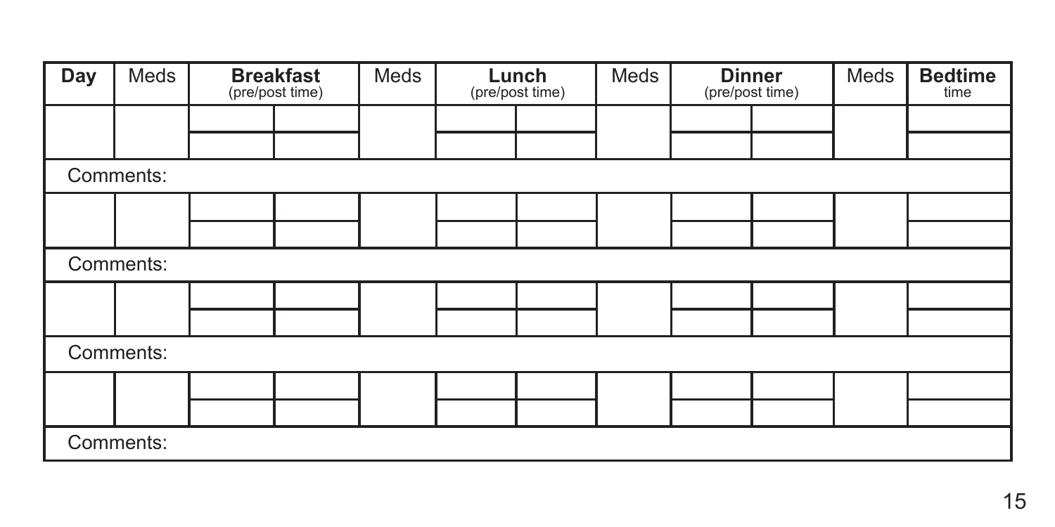| Day | Meds | Breakfast (pre/post time) | | Meds | Lunch (pre/post time) | | Meds | Dinner (pre/post time) | | Meds | Bedtime time |
|---|---|---|---|---|---|---|---|---|---|---|---|
| | | | | | | | | | | | |
| | | | | | | | | | | | |
| Comments: | | | | | | | | | | | |
| | | | | | | | | | | | |
| | | | | | | | | | | | |
| Comments: | | | | | | | | | | | |
| | | | | | | | | | | | |
| | | | | | | | | | | | |
| Comments: | | | | | | | | | | | |
| | | | | | | | | | | | |
| | | | | | | | | | | | |
| Comments: | | | | | | | | | | | |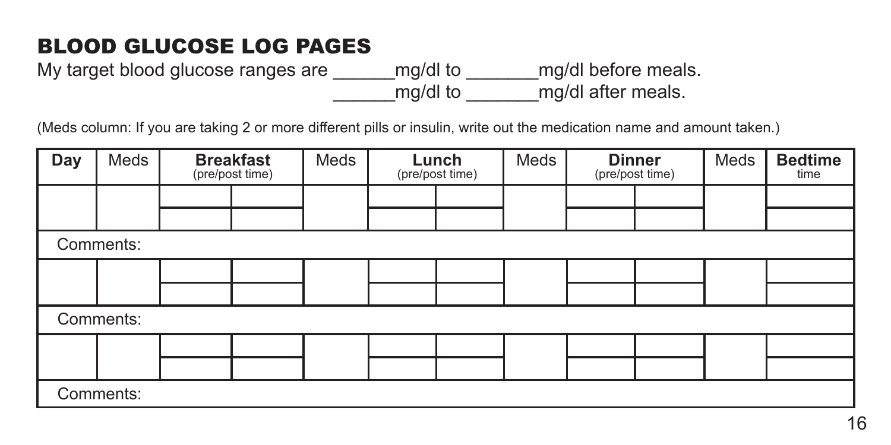## BLOOD GLUCOSE LOG PAGES

My target blood glucose ranges are ______mg/dl to _______mg/dl before meals.
______mg/dl to _______mg/dl after meals.

(Meds column: If you are taking 2 or more different pills or insulin, write out the medication name and amount taken.)

| Day | Meds | Breakfast (pre/post time) | | Meds | Lunch (pre/post time) | | Meds | Dinner (pre/post time) | | Meds | Bedtime time |
|---|---|---|---|---|---|---|---|---|---|---|---|
| | | | | | | | | | | | |
| | | | | | | | | | | | |
| Comments: | | | | | | | | | | | |
| | | | | | | | | | | | |
| | | | | | | | | | | | |
| Comments: | | | | | | | | | | | |
| | | | | | | | | | | | |
| | | | | | | | | | | | |
| Comments: | | | | | | | | | | | |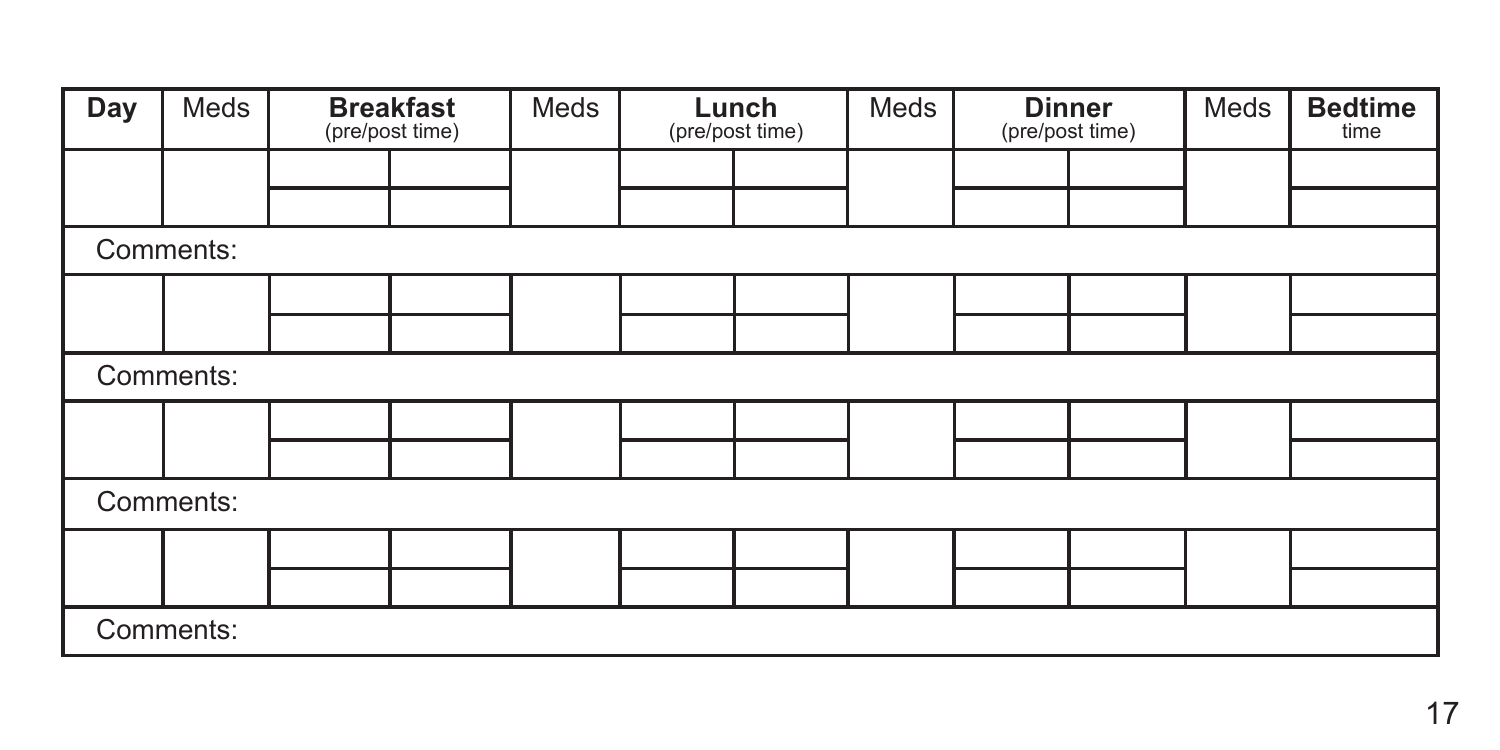| Day | Meds | Breakfast (pre/post time) | | Meds | Lunch (pre/post time) | | Meds | Dinner (pre/post time) | | Meds | Bedtime time |
|---|---|---|---|---|---|---|---|---|---|---|---|
| | | | | | | | | | | | |
| | | | | | | | | | | | |
| Comments: | | | | | | | | | | | |
| | | | | | | | | | | | |
| | | | | | | | | | | | |
| Comments: | | | | | | | | | | | |
| | | | | | | | | | | | |
| | | | | | | | | | | | |
| Comments: | | | | | | | | | | | |
| | | | | | | | | | | | |
| | | | | | | | | | | | |
| Comments: | | | | | | | | | | | |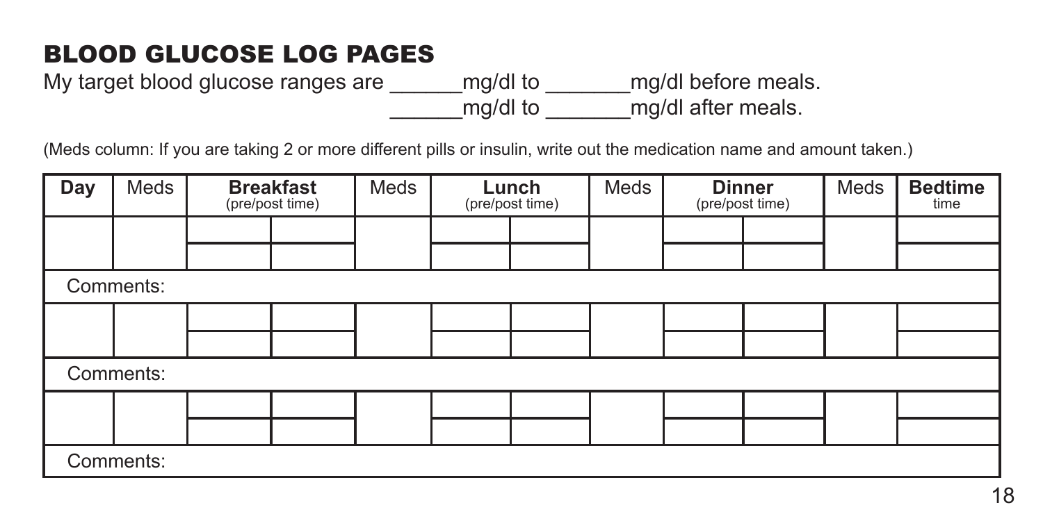## BLOOD GLUCOSE LOG PAGES

My target blood glucose ranges are ______mg/dl to _______mg/dl before meals.
______mg/dl to _______mg/dl after meals.

(Meds column: If you are taking 2 or more different pills or insulin, write out the medication name and amount taken.)

| Day | Meds | **Breakfast** (pre/post time) | | Meds | **Lunch** (pre/post time) | | Meds | **Dinner** (pre/post time) | | Meds | **Bedtime** time |
|---|---|---|---|---|---|---|---|---|---|---|---|
| | | | | | | | | | | | |
| | | | | | | | | | | | |
| Comments: | | | | | | | | | | | |
| | | | | | | | | | | | |
| | | | | | | | | | | | |
| Comments: | | | | | | | | | | | |
| | | | | | | | | | | | |
| | | | | | | | | | | | |
| Comments: | | | | | | | | | | | |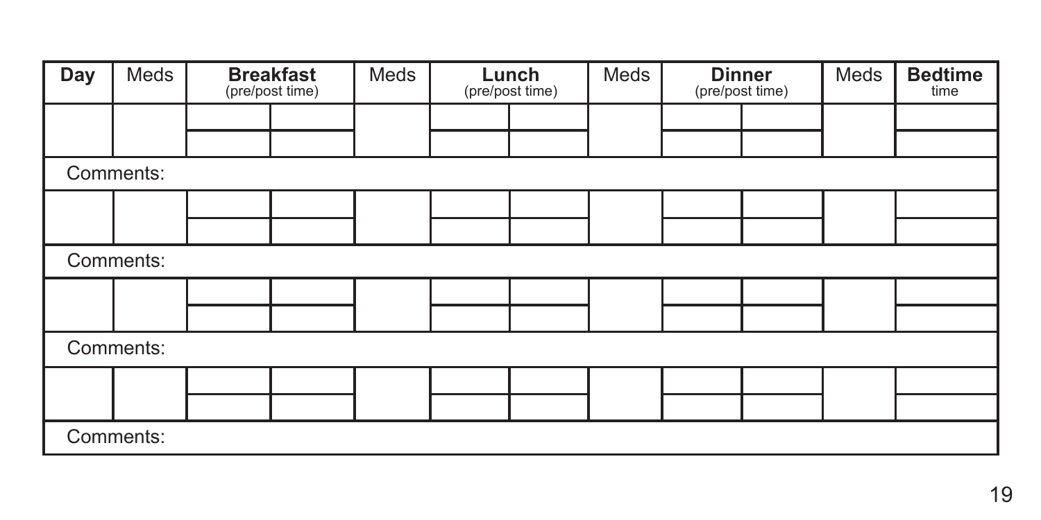| Day | Meds | Breakfast (pre/post time) | | Meds | Lunch (pre/post time) | | Meds | Dinner (pre/post time) | | Meds | Bedtime time |
|---|---|---|---|---|---|---|---|---|---|---|---|
| | | | | | | | | | | | |
| | | | | | | | | | | | |
| Comments: | | | | | | | | | | | |
| | | | | | | | | | | | |
| | | | | | | | | | | | |
| Comments: | | | | | | | | | | | |
| | | | | | | | | | | | |
| | | | | | | | | | | | |
| Comments: | | | | | | | | | | | |
| | | | | | | | | | | | |
| | | | | | | | | | | | |
| Comments: | | | | | | | | | | | |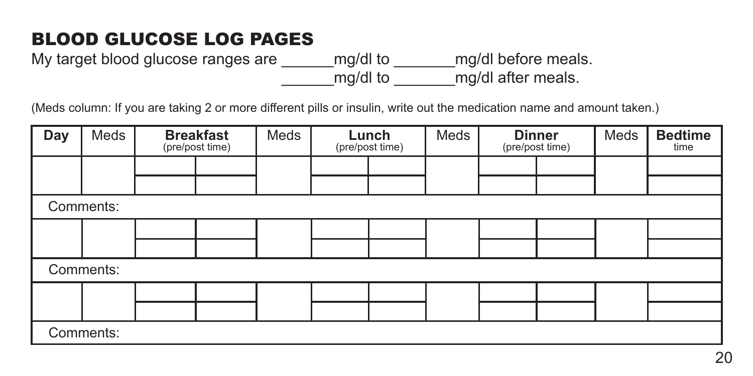## BLOOD GLUCOSE LOG PAGES

My target blood glucose ranges are ______mg/dl to _______mg/dl before meals.
______mg/dl to _______mg/dl after meals.

(Meds column: If you are taking 2 or more different pills or insulin, write out the medication name and amount taken.)

| Day | Meds | Breakfast (pre/post time) | | Meds | Lunch (pre/post time) | | Meds | Dinner (pre/post time) | | Meds | Bedtime time |
|---|---|---|---|---|---|---|---|---|---|---|---|
| | | | | | | | | | | | |
| | | | | | | | | | | | |
| Comments: | | | | | | | | | | | |
| | | | | | | | | | | | |
| | | | | | | | | | | | |
| Comments: | | | | | | | | | | | |
| | | | | | | | | | | | |
| | | | | | | | | | | | |
| Comments: | | | | | | | | | | | |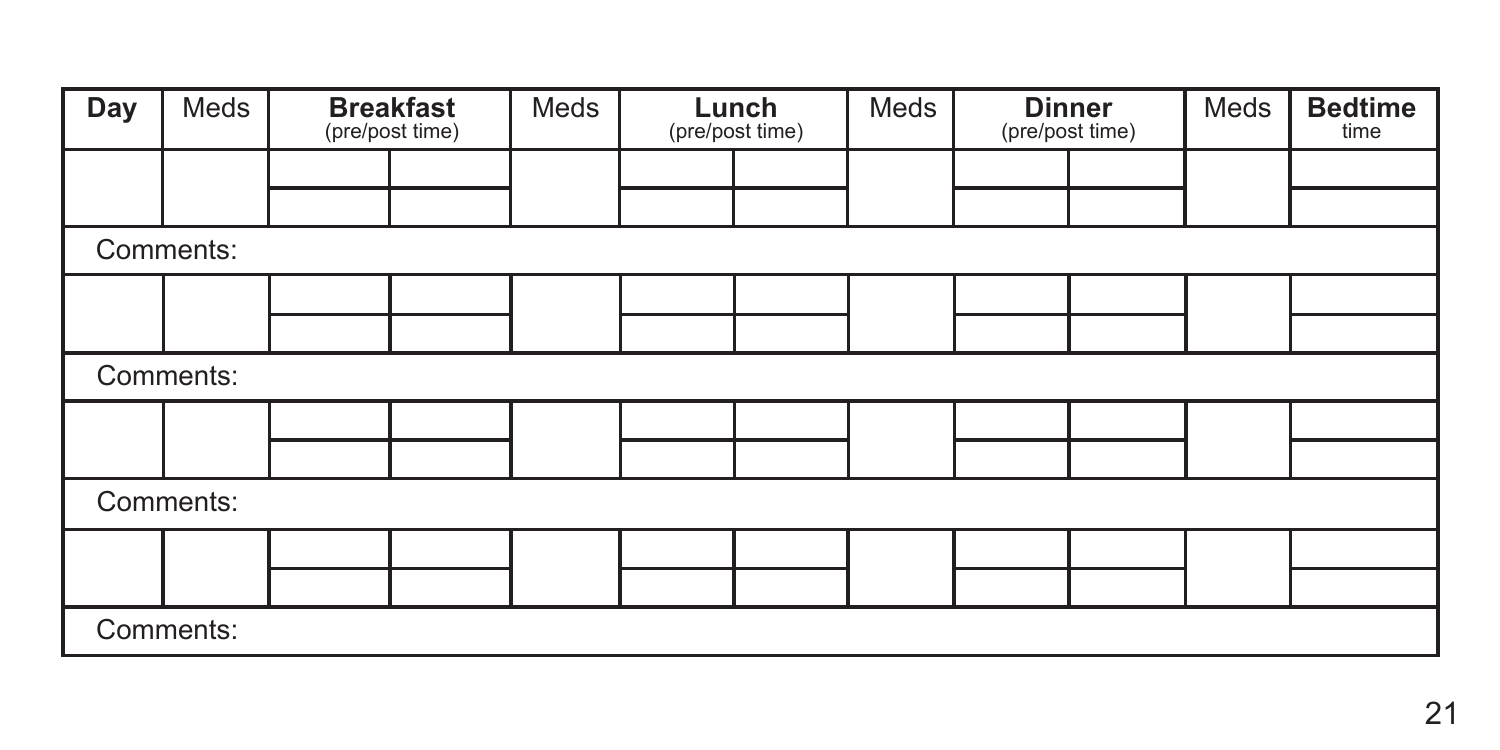| Day | Meds | Breakfast (pre/post time) | | Meds | Lunch (pre/post time) | | Meds | Dinner (pre/post time) | | Meds | Bedtime time |
|---|---|---|---|---|---|---|---|---|---|---|---|
| | | | | | | | | | | | |
| | | | | | | | | | | | |
| Comments: | | | | | | | | | | | |
| | | | | | | | | | | | |
| | | | | | | | | | | | |
| Comments: | | | | | | | | | | | |
| | | | | | | | | | | | |
| | | | | | | | | | | | |
| Comments: | | | | | | | | | | | |
| | | | | | | | | | | | |
| | | | | | | | | | | | |
| Comments: | | | | | | | | | | | |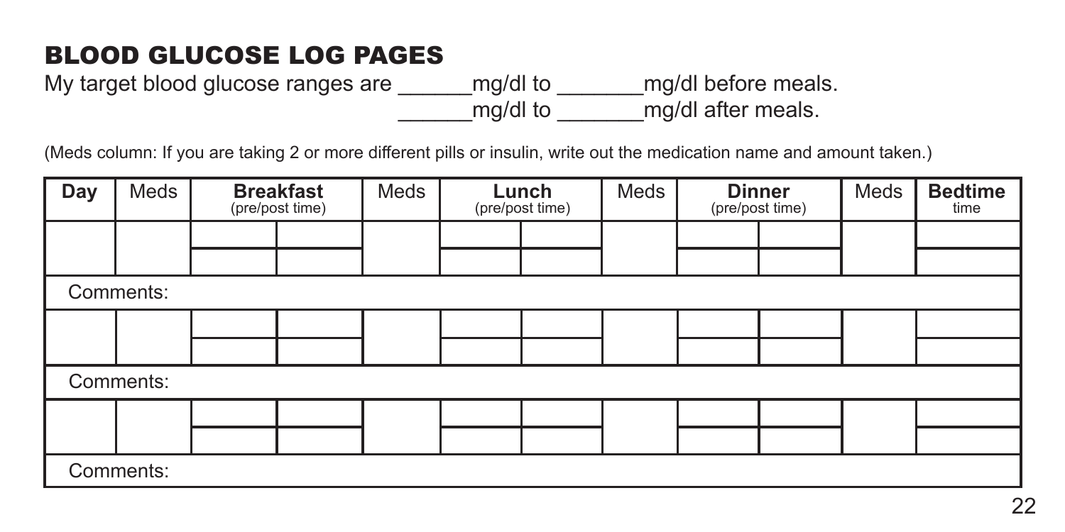## BLOOD GLUCOSE LOG PAGES

My target blood glucose ranges are ______mg/dl to _______mg/dl before meals.
______mg/dl to _______mg/dl after meals.

(Meds column: If you are taking 2 or more different pills or insulin, write out the medication name and amount taken.)

| Day | Meds | Breakfast (pre/post time) | | Meds | Lunch (pre/post time) | | Meds | Dinner (pre/post time) | | Meds | Bedtime time |
|---|---|---|---|---|---|---|---|---|---|---|---|
| | | | | | | | | | | | |
| | | | | | | | | | | | |
| Comments: | | | | | | | | | | | |
| | | | | | | | | | | | |
| | | | | | | | | | | | |
| Comments: | | | | | | | | | | | |
| | | | | | | | | | | | |
| | | | | | | | | | | | |
| Comments: | | | | | | | | | | | |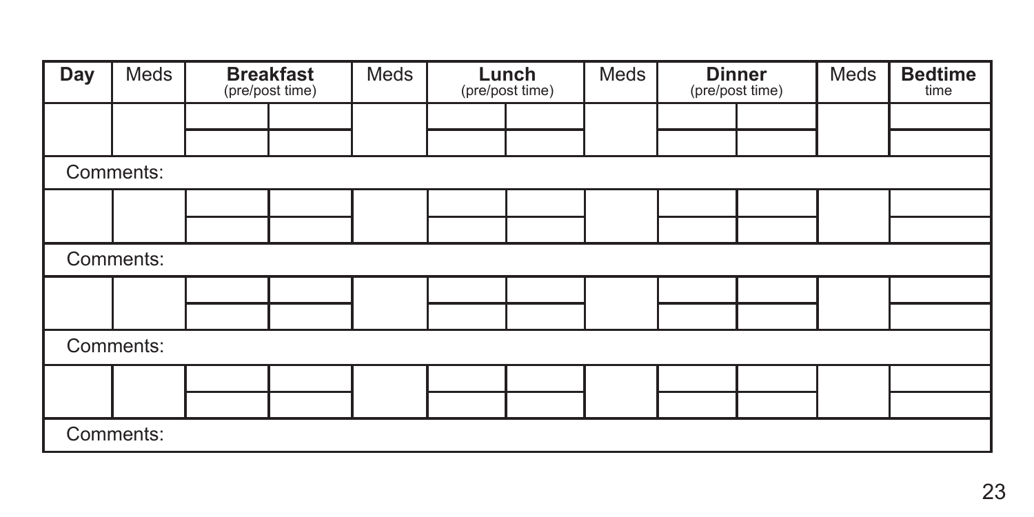| Day | Meds | Breakfast (pre/post time) | | Meds | Lunch (pre/post time) | | Meds | Dinner (pre/post time) | | Meds | Bedtime time |
|---|---|---|---|---|---|---|---|---|---|---|---|
| | | | | | | | | | | | |
| | | | | | | | | | | | |
| Comments: | | | | | | | | | | | |
| | | | | | | | | | | | |
| | | | | | | | | | | | |
| Comments: | | | | | | | | | | | |
| | | | | | | | | | | | |
| | | | | | | | | | | | |
| Comments: | | | | | | | | | | | |
| | | | | | | | | | | | |
| | | | | | | | | | | | |
| Comments: | | | | | | | | | | | |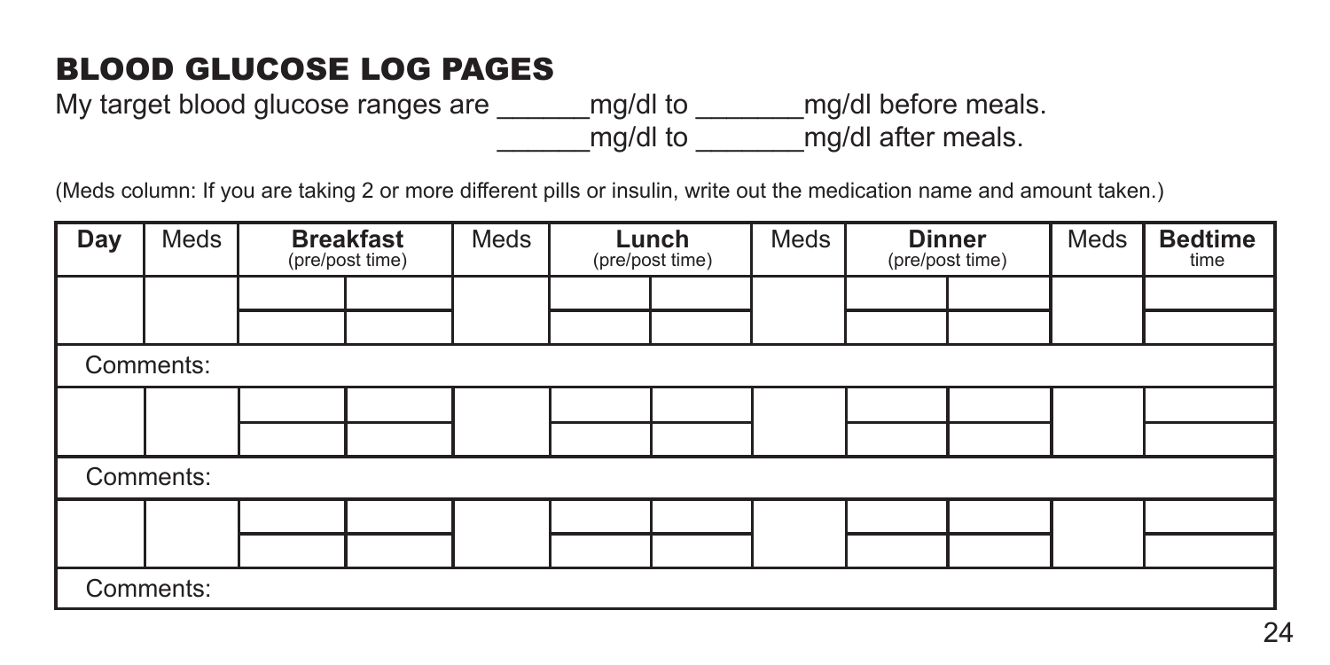## BLOOD GLUCOSE LOG PAGES

My target blood glucose ranges are ______mg/dl to _______mg/dl before meals.
______mg/dl to _______mg/dl after meals.

(Meds column: If you are taking 2 or more different pills or insulin, write out the medication name and amount taken.)

| Day | Meds | Breakfast (pre/post time) | | Meds | Lunch (pre/post time) | | Meds | Dinner (pre/post time) | | Meds | Bedtime time |
|---|---|---|---|---|---|---|---|---|---|---|---|
| | | | | | | | | | | | |
| | | | | | | | | | | | |
| Comments: | | | | | | | | | | | |
| | | | | | | | | | | | |
| | | | | | | | | | | | |
| Comments: | | | | | | | | | | | |
| | | | | | | | | | | | |
| | | | | | | | | | | | |
| Comments: | | | | | | | | | | | |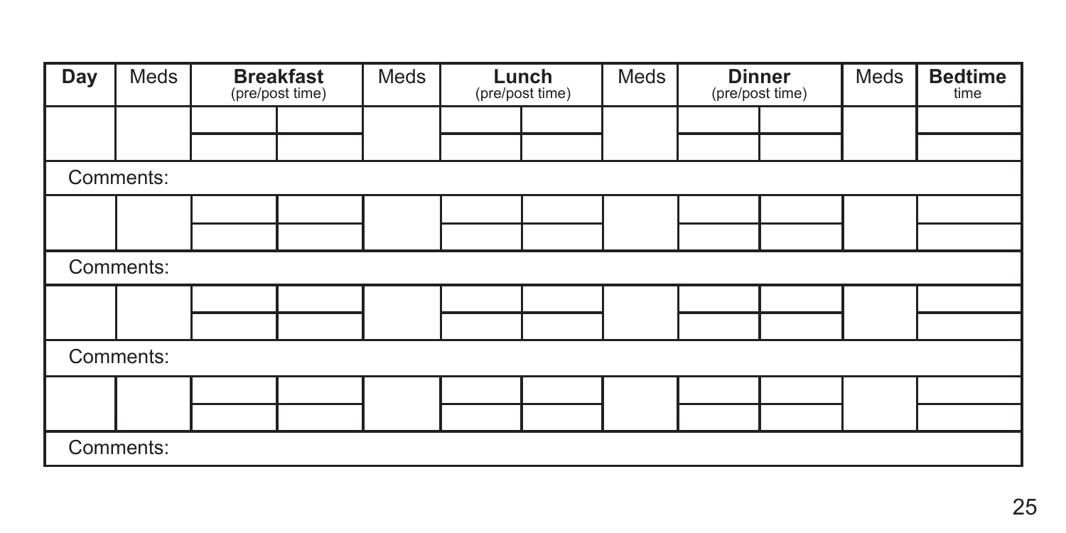| Day | Meds | Breakfast (pre/post time) | | Meds | Lunch (pre/post time) | | Meds | Dinner (pre/post time) | | Meds | Bedtime time |
|---|---|---|---|---|---|---|---|---|---|---|---|
| | | | | | | | | | | | |
| | | | | | | | | | | | |
| Comments: | | | | | | | | | | | |
| | | | | | | | | | | | |
| | | | | | | | | | | | |
| Comments: | | | | | | | | | | | |
| | | | | | | | | | | | |
| | | | | | | | | | | | |
| Comments: | | | | | | | | | | | |
| | | | | | | | | | | | |
| | | | | | | | | | | | |
| Comments: | | | | | | | | | | | |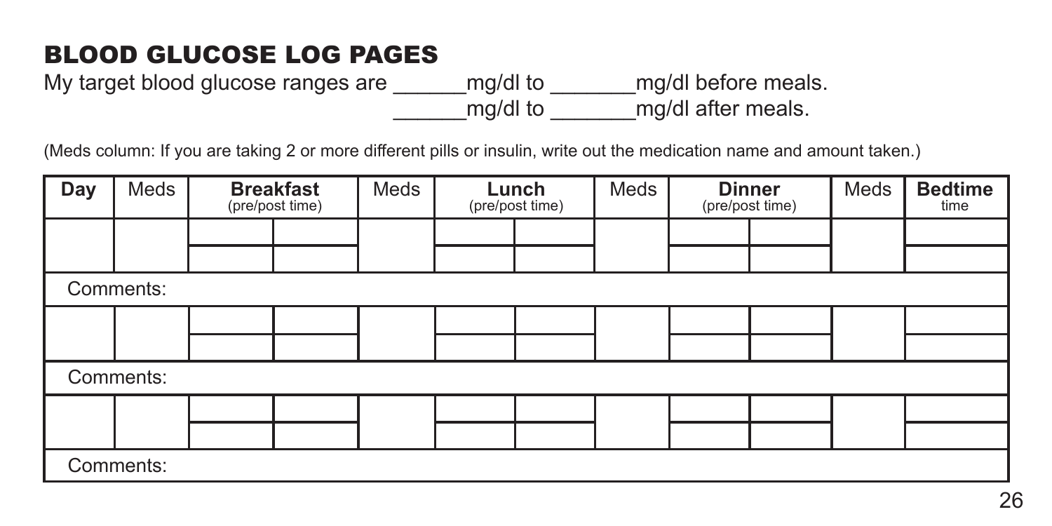## BLOOD GLUCOSE LOG PAGES

My target blood glucose ranges are ______mg/dl to _______mg/dl before meals.
______mg/dl to _______mg/dl after meals.

(Meds column: If you are taking 2 or more different pills or insulin, write out the medication name and amount taken.)

| Day | Meds | Breakfast (pre/post time) | | Meds | Lunch (pre/post time) | | Meds | Dinner (pre/post time) | | Meds | Bedtime time |
|---|---|---|---|---|---|---|---|---|---|---|---|
| | | | | | | | | | | | |
| | | | | | | | | | | | |
| Comments: | | | | | | | | | | | |
| | | | | | | | | | | | |
| | | | | | | | | | | | |
| Comments: | | | | | | | | | | | |
| | | | | | | | | | | | |
| | | | | | | | | | | | |
| Comments: | | | | | | | | | | | |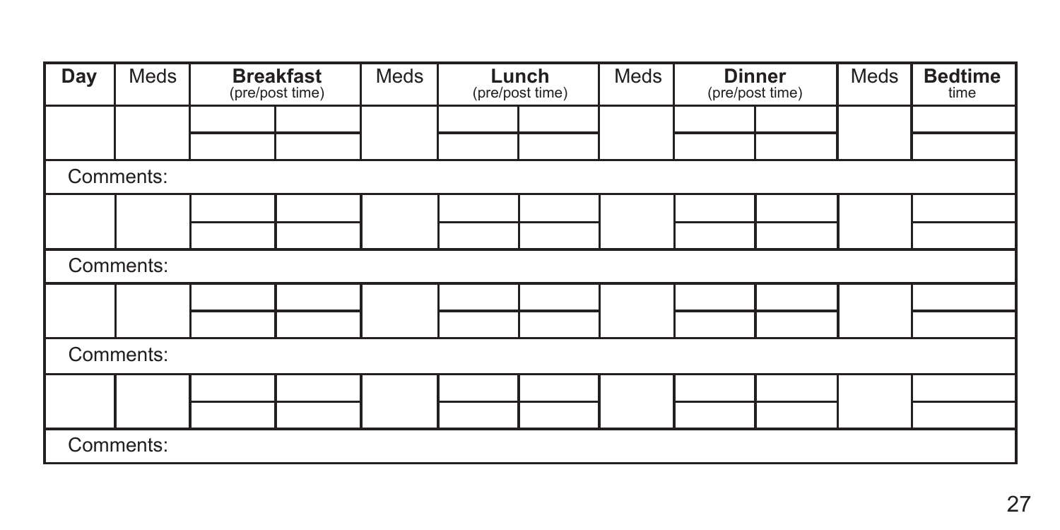| Day | Meds | Breakfast (pre/post time) | | Meds | Lunch (pre/post time) | | Meds | Dinner (pre/post time) | | Meds | Bedtime time |
|---|---|---|---|---|---|---|---|---|---|---|---|
| | | | | | | | | | | | |
| | | | | | | | | | | | |
| Comments: | | | | | | | | | | | |
| | | | | | | | | | | | |
| | | | | | | | | | | | |
| Comments: | | | | | | | | | | | |
| | | | | | | | | | | | |
| | | | | | | | | | | | |
| Comments: | | | | | | | | | | | |
| | | | | | | | | | | | |
| | | | | | | | | | | | |
| Comments: | | | | | | | | | | | |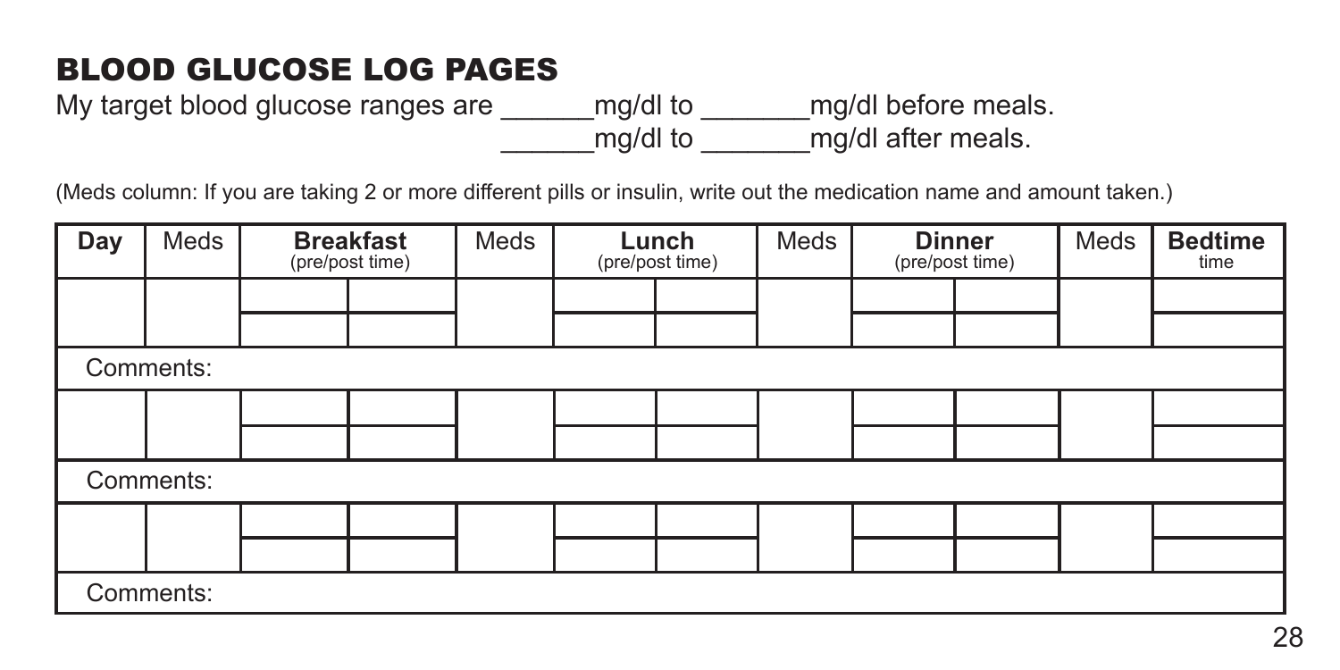# BLOOD GLUCOSE LOG PAGES

My target blood glucose ranges are ______mg/dl to _______mg/dl before meals.
______mg/dl to _______mg/dl after meals.

(Meds column: If you are taking 2 or more different pills or insulin, write out the medication name and amount taken.)

| Day | Meds | Breakfast (pre/post time) | | Meds | Lunch (pre/post time) | | Meds | Dinner (pre/post time) | | Meds | Bedtime time |
|---|---|---|---|---|---|---|---|---|---|---|---|
| | | | | | | | | | | | |
| | | | | | | | | | | | |
| Comments: | | | | | | | | | | | |
| | | | | | | | | | | | |
| | | | | | | | | | | | |
| Comments: | | | | | | | | | | | |
| | | | | | | | | | | | |
| | | | | | | | | | | | |
| Comments: | | | | | | | | | | | |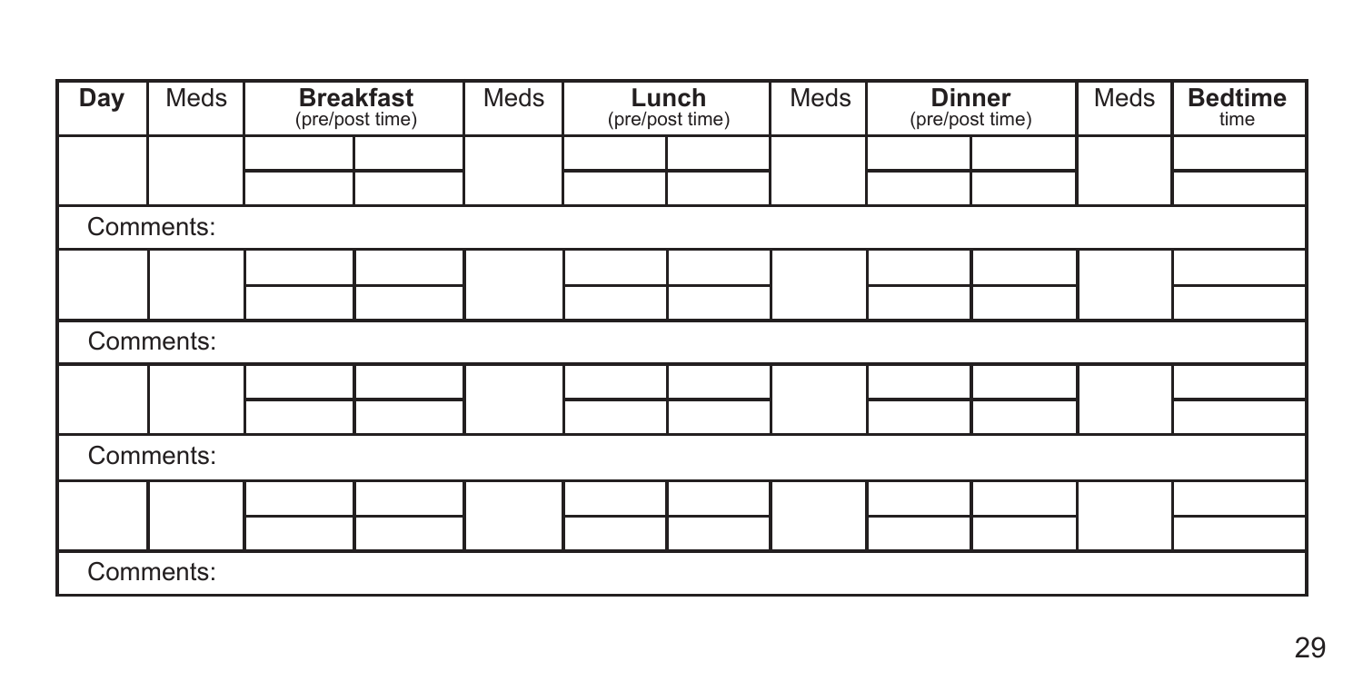| Day | Meds | Breakfast (pre/post time) | | Meds | Lunch (pre/post time) | | Meds | Dinner (pre/post time) | | Meds | Bedtime time |
|---|---|---|---|---|---|---|---|---|---|---|---|
| | | | | | | | | | | | |
| | | | | | | | | | | | |
| Comments: | | | | | | | | | | | |
| | | | | | | | | | | | |
| | | | | | | | | | | | |
| Comments: | | | | | | | | | | | |
| | | | | | | | | | | | |
| | | | | | | | | | | | |
| Comments: | | | | | | | | | | | |
| | | | | | | | | | | | |
| | | | | | | | | | | | |
| Comments: | | | | | | | | | | | |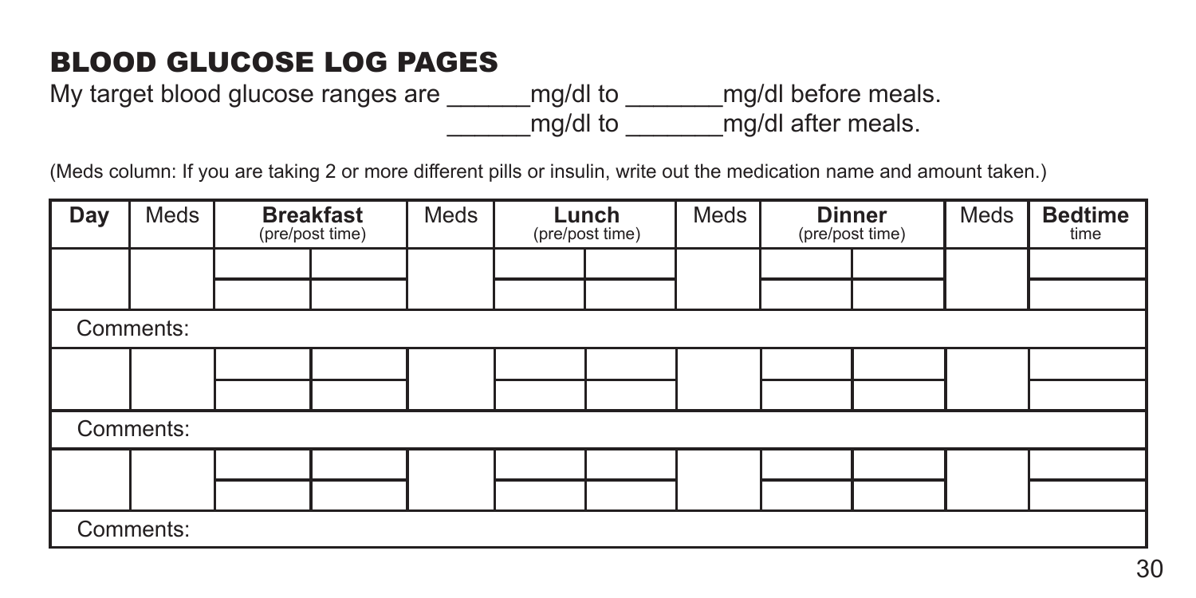## BLOOD GLUCOSE LOG PAGES

My target blood glucose ranges are ______mg/dl to _______mg/dl before meals.
______mg/dl to _______mg/dl after meals.

(Meds column: If you are taking 2 or more different pills or insulin, write out the medication name and amount taken.)

| Day | Meds | Breakfast (pre/post time) | | Meds | Lunch (pre/post time) | | Meds | Dinner (pre/post time) | | Meds | Bedtime time |
|---|---|---|---|---|---|---|---|---|---|---|---|
| | | | | | | | | | | | |
| | | | | | | | | | | | |
| Comments: | | | | | | | | | | | |
| | | | | | | | | | | | |
| | | | | | | | | | | | |
| Comments: | | | | | | | | | | | |
| | | | | | | | | | | | |
| | | | | | | | | | | | |
| Comments: | | | | | | | | | | | |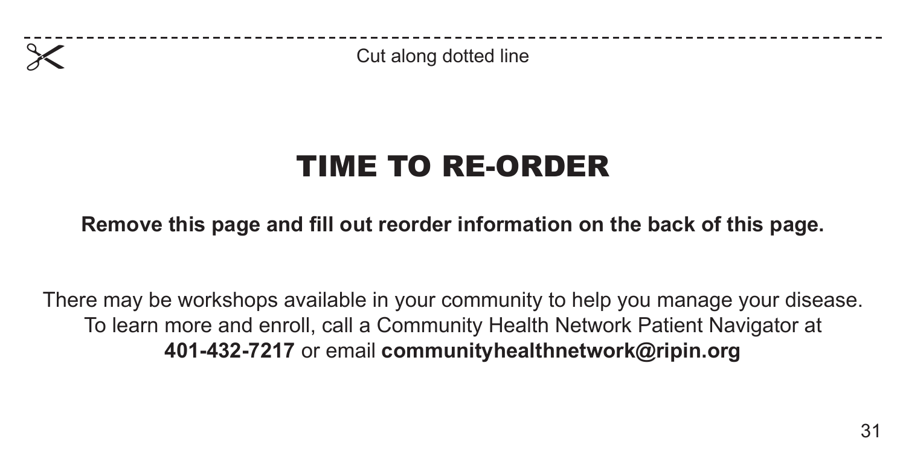Cut along dotted line

# TIME TO RE-ORDER

**Remove this page and fill out reorder information on the back of this page.**

There may be workshops available in your community to help you manage your disease. To learn more and enroll, call a Community Health Network Patient Navigator at **401-432-7217** or email **communityhealthnetwork@ripin.org**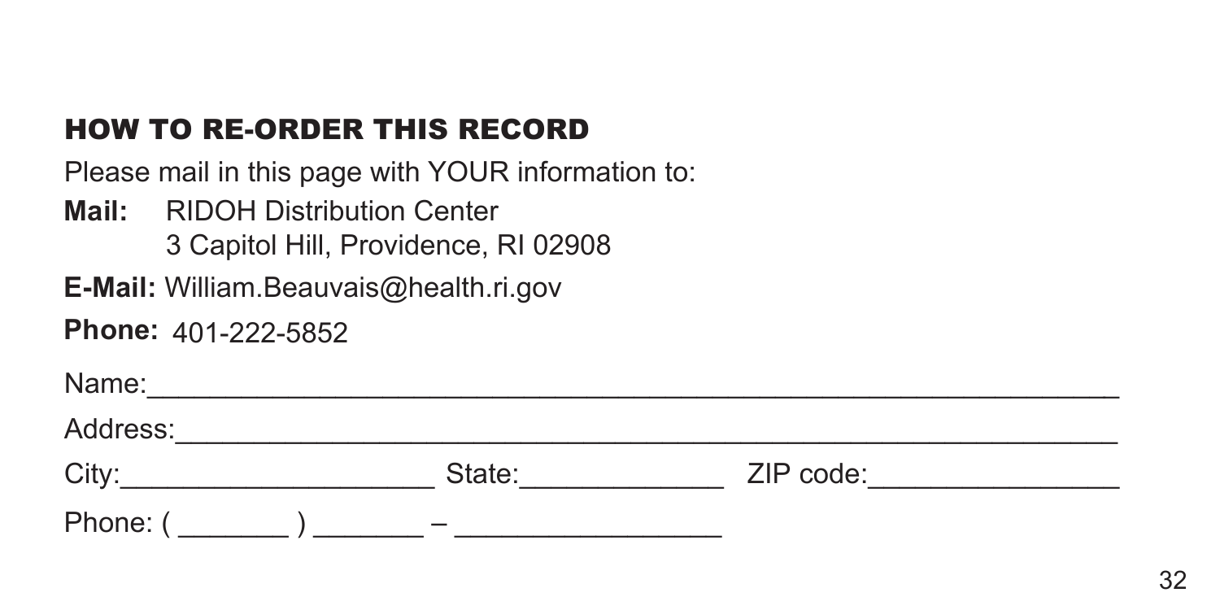## HOW TO RE-ORDER THIS RECORD

Please mail in this page with YOUR information to:

**Mail:** RIDOH Distribution Center
3 Capitol Hill, Providence, RI 02908

**E-Mail:** William.Beauvais@health.ri.gov

**Phone:** 401-222-5852

Name:___________________________________________________________

Address:_________________________________________________________

City:____________________ State:_____________ ZIP code:________________

Phone: ( _______ ) _______ – _________________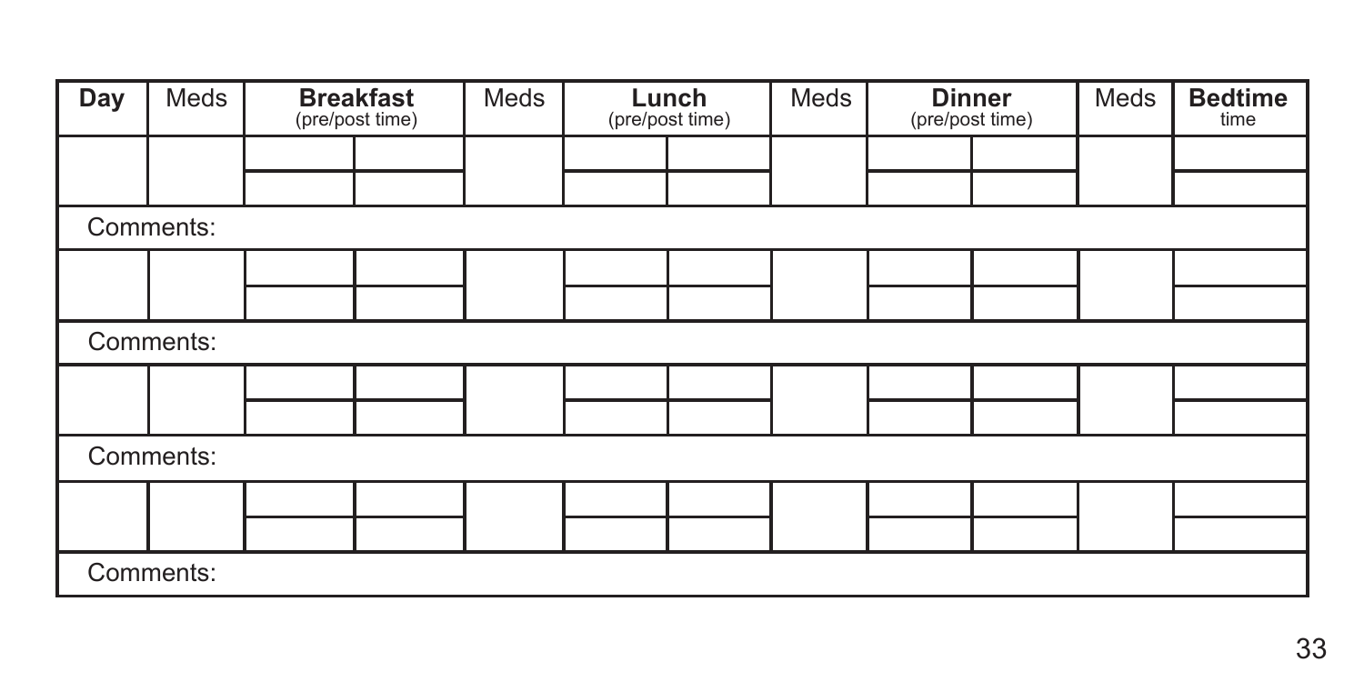| Day | Meds | Breakfast (pre/post time) | | Meds | Lunch (pre/post time) | | Meds | Dinner (pre/post time) | | Meds | Bedtime time |
|---|---|---|---|---|---|---|---|---|---|---|---|
| | | | | | | | | | | | |
| | | | | | | | | | | | |
| Comments: | | | | | | | | | | | |
| | | | | | | | | | | | |
| | | | | | | | | | | | |
| Comments: | | | | | | | | | | | |
| | | | | | | | | | | | |
| | | | | | | | | | | | |
| Comments: | | | | | | | | | | | |
| | | | | | | | | | | | |
| | | | | | | | | | | | |
| Comments: | | | | | | | | | | | |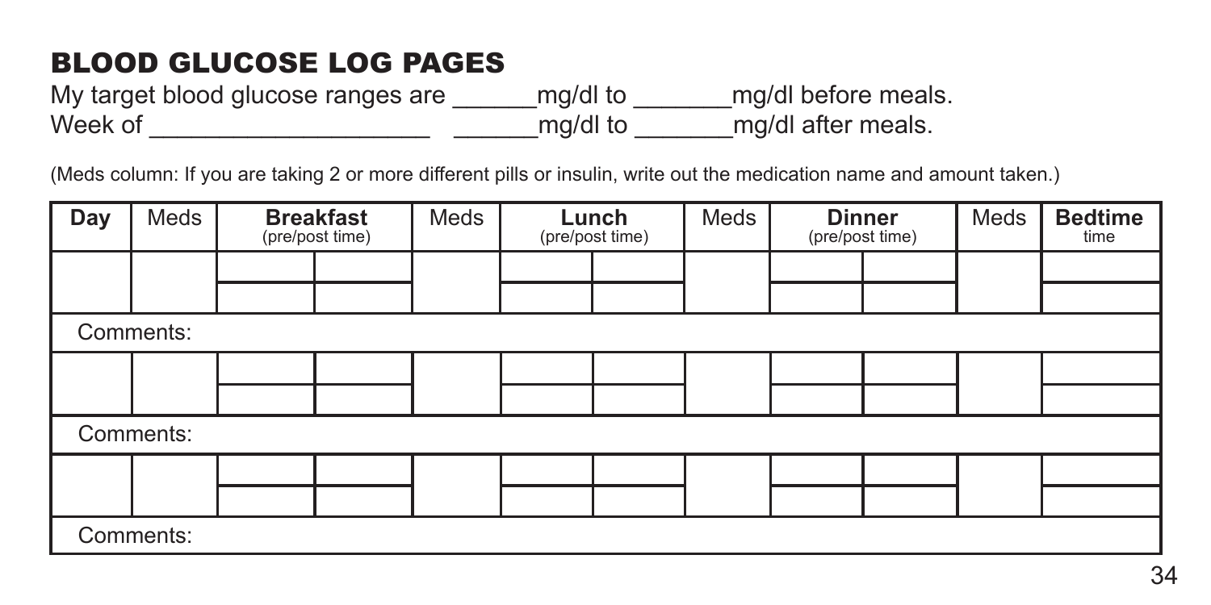## BLOOD GLUCOSE LOG PAGES

My target blood glucose ranges are ______mg/dl to _______mg/dl before meals.
Week of ____________________ ______mg/dl to _______mg/dl after meals.

(Meds column: If you are taking 2 or more different pills or insulin, write out the medication name and amount taken.)

| Day | Meds | Breakfast (pre/post time) | | Meds | Lunch (pre/post time) | | Meds | Dinner (pre/post time) | | Meds | Bedtime time |
|---|---|---|---|---|---|---|---|---|---|---|---|
| | | | | | | | | | | | |
| | | | | | | | | | | | |
| Comments: | | | | | | | | | | | |
| | | | | | | | | | | | |
| | | | | | | | | | | | |
| Comments: | | | | | | | | | | | |
| | | | | | | | | | | | |
| | | | | | | | | | | | |
| Comments: | | | | | | | | | | | |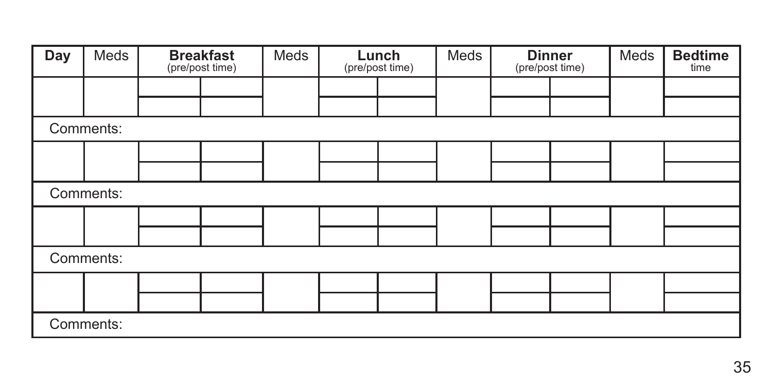| Day | Meds | Breakfast (pre/post time) | | Meds | Lunch (pre/post time) | | Meds | Dinner (pre/post time) | | Meds | Bedtime time |
|---|---|---|---|---|---|---|---|---|---|---|---|
| | | | | | | | | | | | |
| | | | | | | | | | | | |
| Comments: | | | | | | | | | | | |
| | | | | | | | | | | | |
| | | | | | | | | | | | |
| Comments: | | | | | | | | | | | |
| | | | | | | | | | | | |
| | | | | | | | | | | | |
| Comments: | | | | | | | | | | | |
| | | | | | | | | | | | |
| | | | | | | | | | | | |
| Comments: | | | | | | | | | | | |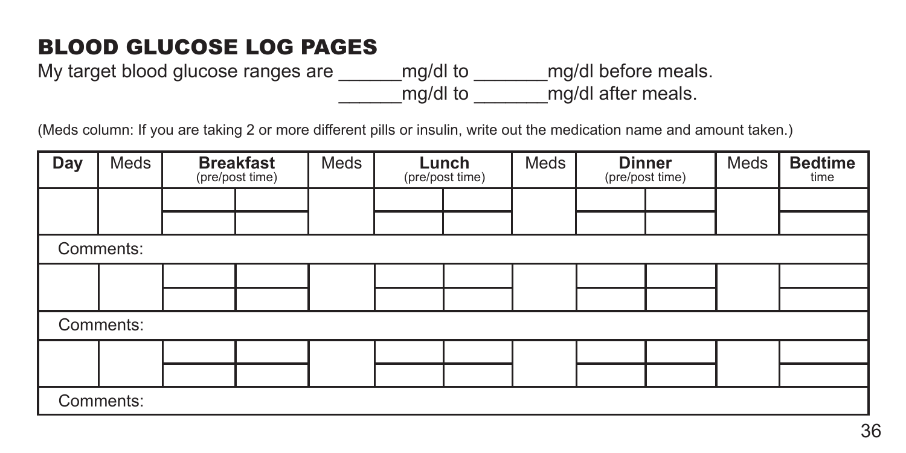## BLOOD GLUCOSE LOG PAGES

My target blood glucose ranges are ______mg/dl to _______mg/dl before meals.
______mg/dl to _______mg/dl after meals.

(Meds column: If you are taking 2 or more different pills or insulin, write out the medication name and amount taken.)

| Day | Meds | Breakfast (pre/post time) | | Meds | Lunch (pre/post time) | | Meds | Dinner (pre/post time) | | Meds | Bedtime time |
|---|---|---|---|---|---|---|---|---|---|---|---|
| | | | | | | | | | | | |
| | | | | | | | | | | | |
| Comments: | | | | | | | | | | | |
| | | | | | | | | | | | |
| | | | | | | | | | | | |
| Comments: | | | | | | | | | | | |
| | | | | | | | | | | | |
| | | | | | | | | | | | |
| Comments: | | | | | | | | | | | |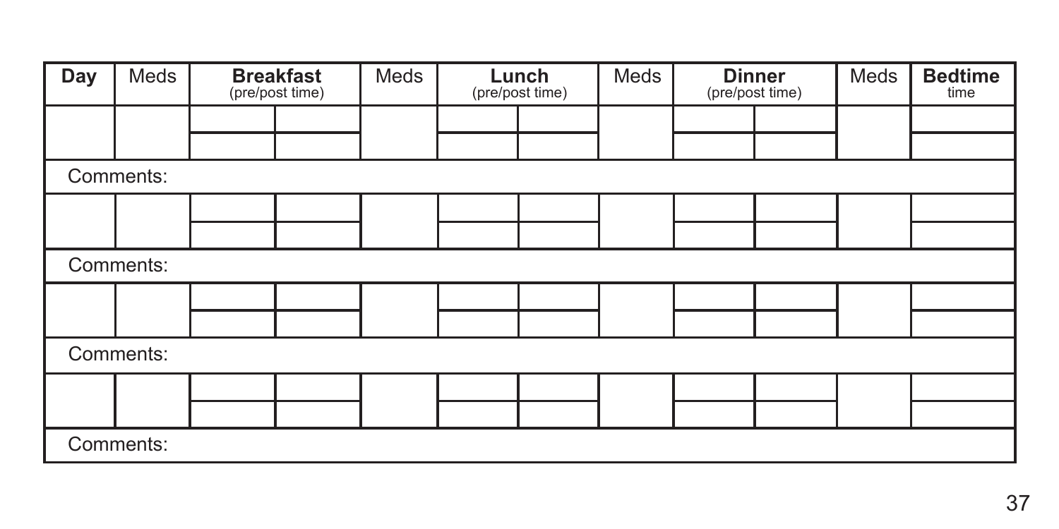| Day | Meds | Breakfast (pre/post time) | | Meds | Lunch (pre/post time) | | Meds | Dinner (pre/post time) | | Meds | Bedtime time |
|---|---|---|---|---|---|---|---|---|---|---|---|
| | | | | | | | | | | | |
| | | | | | | | | | | | |
| Comments: | | | | | | | | | | | |
| | | | | | | | | | | | |
| | | | | | | | | | | | |
| Comments: | | | | | | | | | | | |
| | | | | | | | | | | | |
| | | | | | | | | | | | |
| Comments: | | | | | | | | | | | |
| | | | | | | | | | | | |
| | | | | | | | | | | | |
| Comments: | | | | | | | | | | | |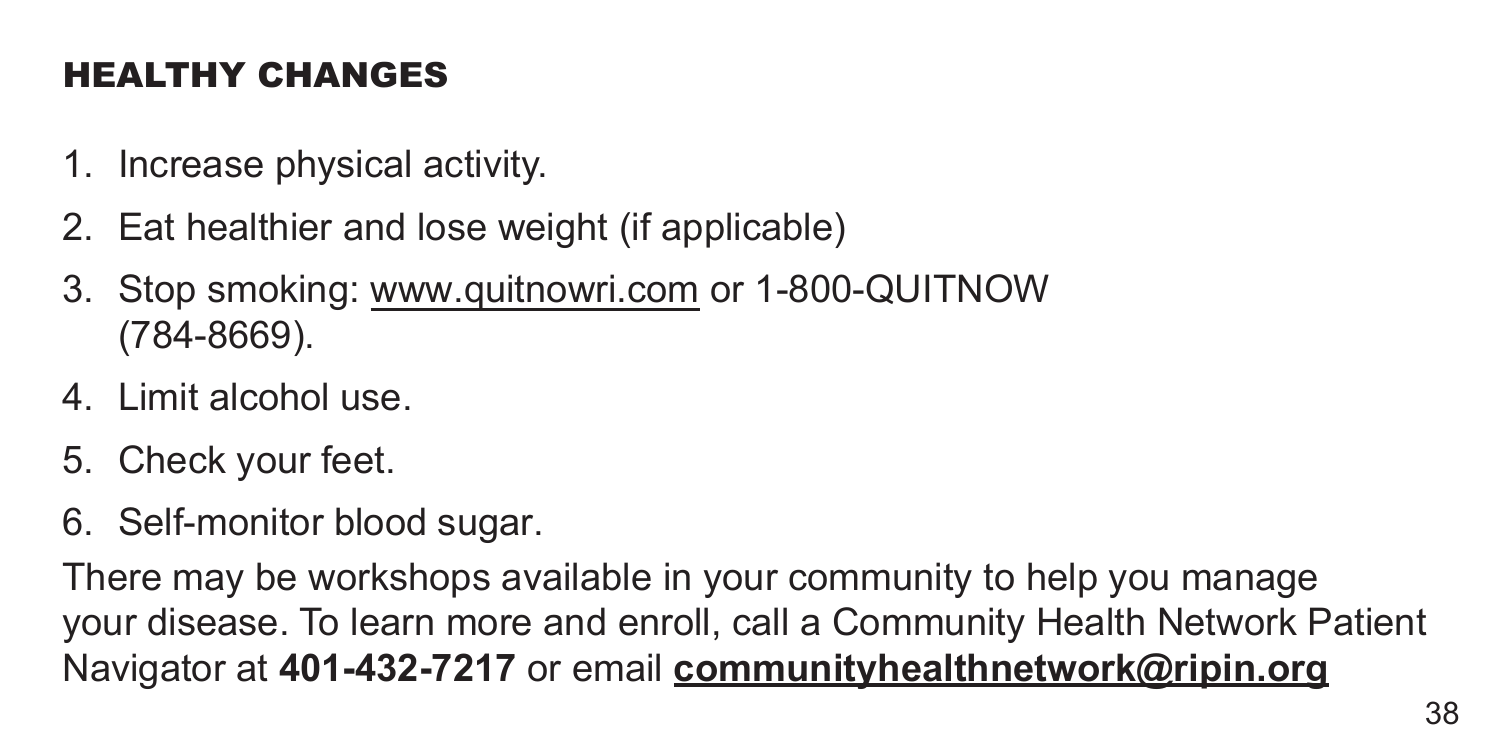## HEALTHY CHANGES

1. Increase physical activity.
2. Eat healthier and lose weight (if applicable)
3. Stop smoking: www.quitnowri.com or 1-800-QUITNOW (784-8669).
4. Limit alcohol use.
5. Check your feet.
6. Self-monitor blood sugar.

There may be workshops available in your community to help you manage your disease. To learn more and enroll, call a Community Health Network Patient Navigator at **401-432-7217** or email **communityhealthnetwork@ripin.org**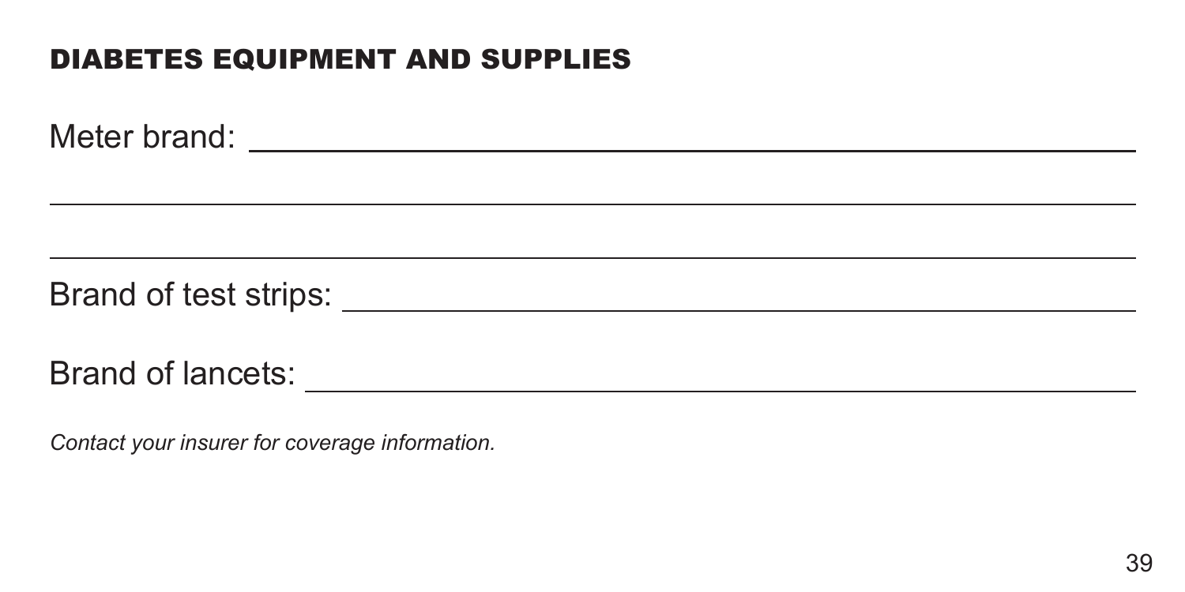## DIABETES EQUIPMENT AND SUPPLIES

Meter brand: ______________________________________________

______________________________________________

______________________________________________

Brand of test strips: ______________________________________________

Brand of lancets: ______________________________________________

*Contact your insurer for coverage information.*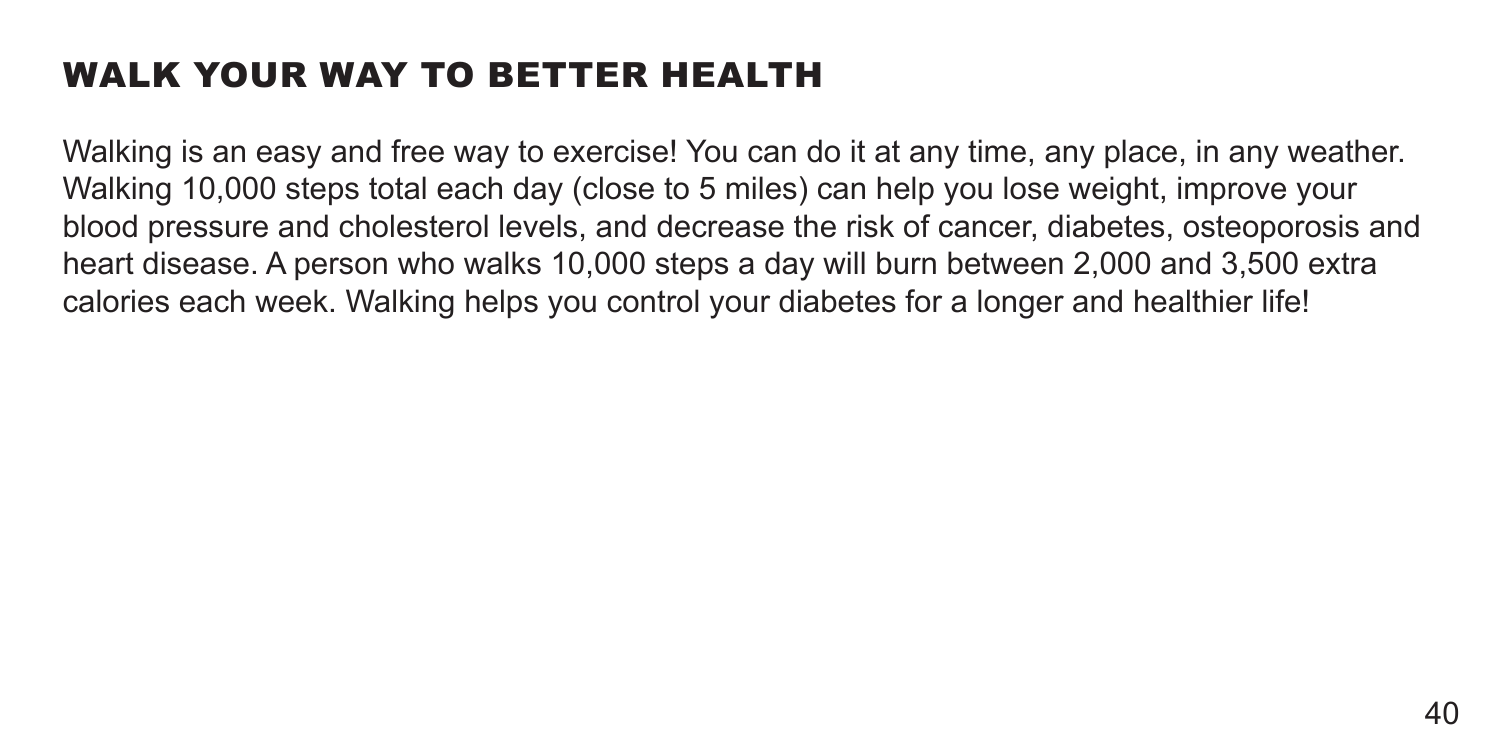# WALK YOUR WAY TO BETTER HEALTH

Walking is an easy and free way to exercise! You can do it at any time, any place, in any weather. Walking 10,000 steps total each day (close to 5 miles) can help you lose weight, improve your blood pressure and cholesterol levels, and decrease the risk of cancer, diabetes, osteoporosis and heart disease. A person who walks 10,000 steps a day will burn between 2,000 and 3,500 extra calories each week. Walking helps you control your diabetes for a longer and healthier life!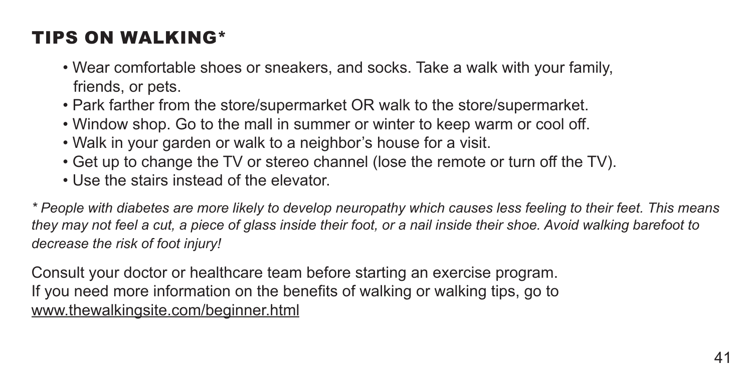## TIPS ON WALKING*

- Wear comfortable shoes or sneakers, and socks. Take a walk with your family, friends, or pets.
- Park farther from the store/supermarket OR walk to the store/supermarket.
- Window shop. Go to the mall in summer or winter to keep warm or cool off.
- Walk in your garden or walk to a neighbor's house for a visit.
- Get up to change the TV or stereo channel (lose the remote or turn off the TV).
- Use the stairs instead of the elevator.

*\* People with diabetes are more likely to develop neuropathy which causes less feeling to their feet. This means they may not feel a cut, a piece of glass inside their foot, or a nail inside their shoe. Avoid walking barefoot to decrease the risk of foot injury!*

Consult your doctor or healthcare team before starting an exercise program.
If you need more information on the benefits of walking or walking tips, go to
www.thewalkingsite.com/beginner.html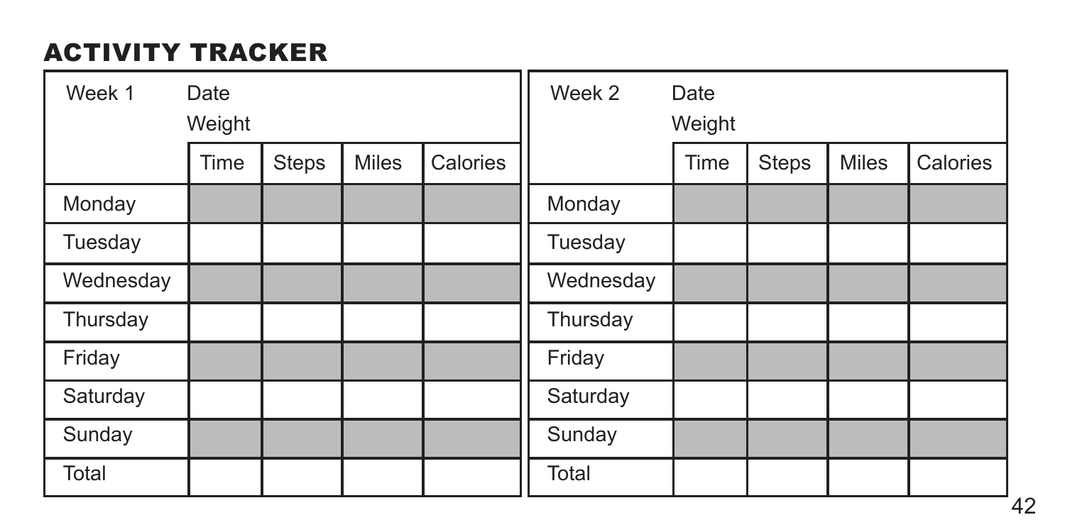## ACTIVITY TRACKER

| Week 1 | Date<br>Weight | | | |
|---|---|---|---|---|
| | Time | Steps | Miles | Calories |
| Monday | | | | |
| Tuesday | | | | |
| Wednesday | | | | |
| Thursday | | | | |
| Friday | | | | |
| Saturday | | | | |
| Sunday | | | | |
| Total | | | | |

| Week 2 | Date<br>Weight | | | |
|---|---|---|---|---|
| | Time | Steps | Miles | Calories |
| Monday | | | | |
| Tuesday | | | | |
| Wednesday | | | | |
| Thursday | | | | |
| Friday | | | | |
| Saturday | | | | |
| Sunday | | | | |
| Total | | | | |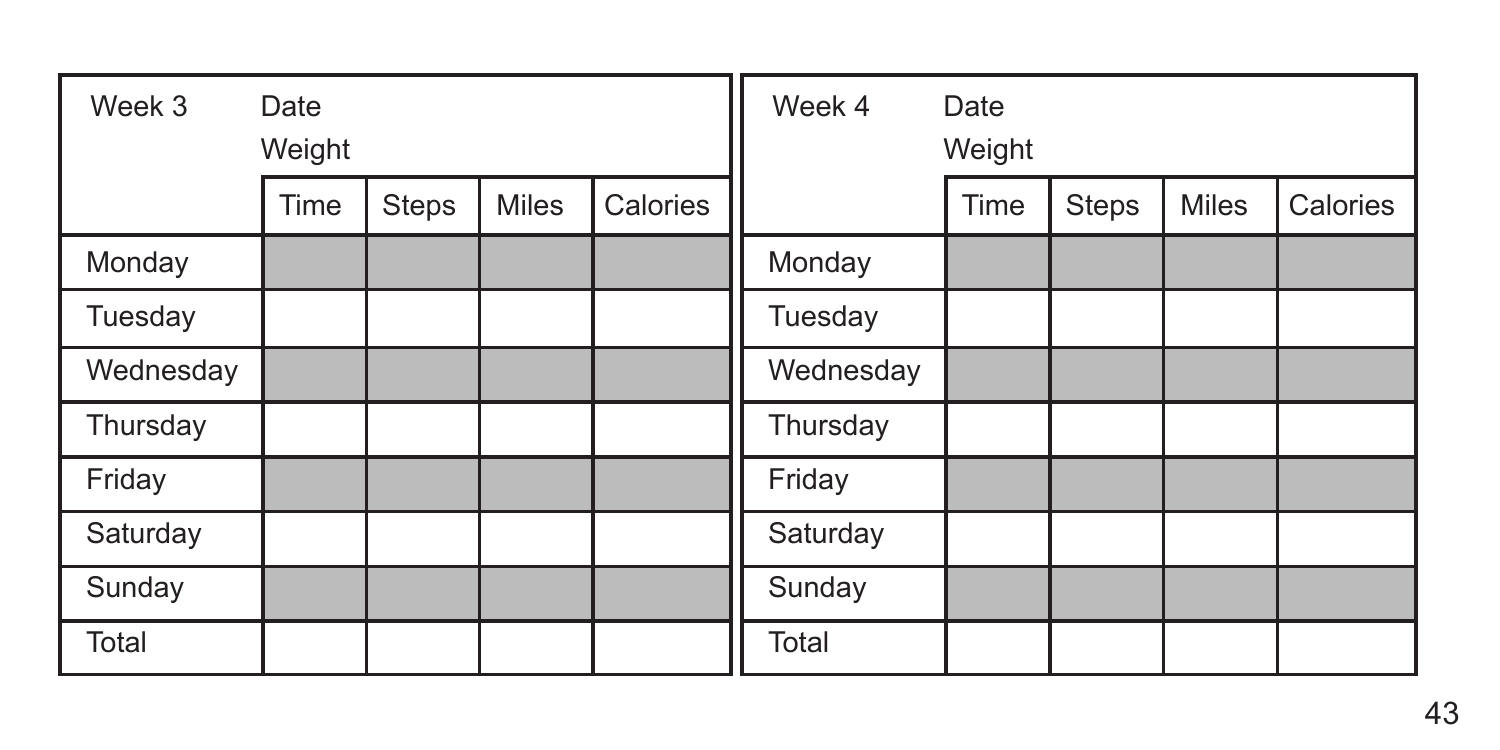| Week 3 | Date<br>Weight | | | |
|---|---|---|---|---|
| | Time | Steps | Miles | Calories |
| Monday | | | | |
| Tuesday | | | | |
| Wednesday | | | | |
| Thursday | | | | |
| Friday | | | | |
| Saturday | | | | |
| Sunday | | | | |
| Total | | | | |

| Week 4 | Date<br>Weight | | | |
|---|---|---|---|---|
| | Time | Steps | Miles | Calories |
| Monday | | | | |
| Tuesday | | | | |
| Wednesday | | | | |
| Thursday | | | | |
| Friday | | | | |
| Saturday | | | | |
| Sunday | | | | |
| Total | | | | |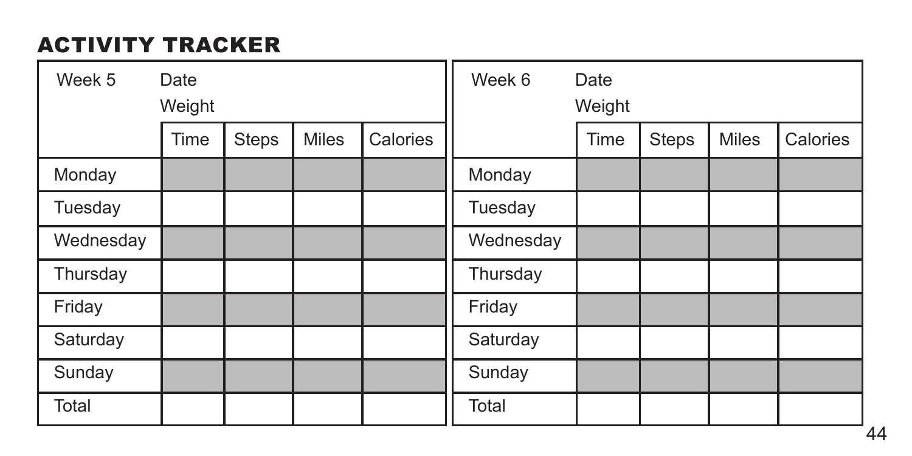## ACTIVITY TRACKER

| Week 5 | Date<br>Weight | | | |
|---|---|---|---|---|
| | Time | Steps | Miles | Calories |
| Monday | | | | |
| Tuesday | | | | |
| Wednesday | | | | |
| Thursday | | | | |
| Friday | | | | |
| Saturday | | | | |
| Sunday | | | | |
| Total | | | | |

| Week 6 | Date<br>Weight | | | |
|---|---|---|---|---|
| | Time | Steps | Miles | Calories |
| Monday | | | | |
| Tuesday | | | | |
| Wednesday | | | | |
| Thursday | | | | |
| Friday | | | | |
| Saturday | | | | |
| Sunday | | | | |
| Total | | | | |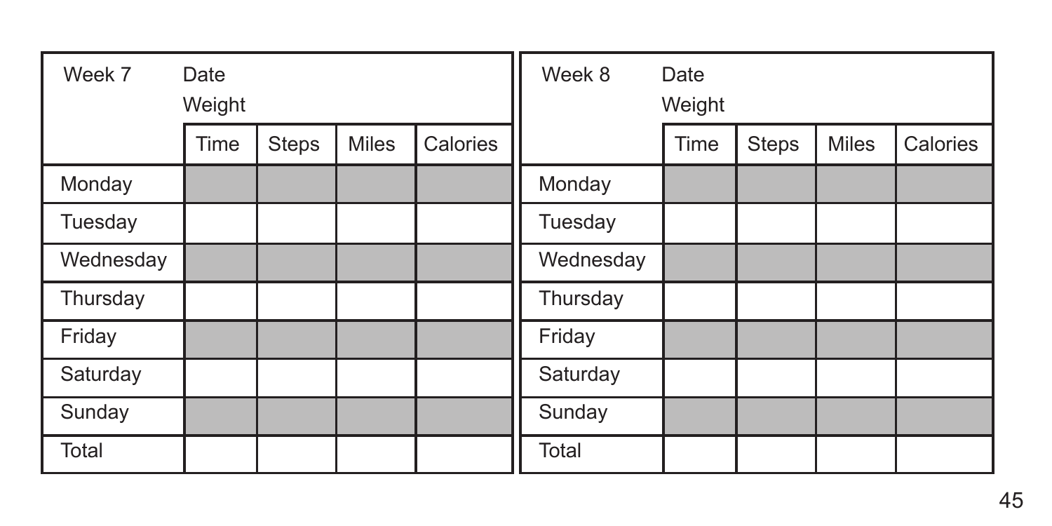| Week 7 | Date<br>Weight | | | |
|---|---|---|---|---|
| | Time | Steps | Miles | Calories |
| Monday | | | | |
| Tuesday | | | | |
| Wednesday | | | | |
| Thursday | | | | |
| Friday | | | | |
| Saturday | | | | |
| Sunday | | | | |
| Total | | | | |

| Week 8 | Date<br>Weight | | | |
|---|---|---|---|---|
| | Time | Steps | Miles | Calories |
| Monday | | | | |
| Tuesday | | | | |
| Wednesday | | | | |
| Thursday | | | | |
| Friday | | | | |
| Saturday | | | | |
| Sunday | | | | |
| Total | | | | |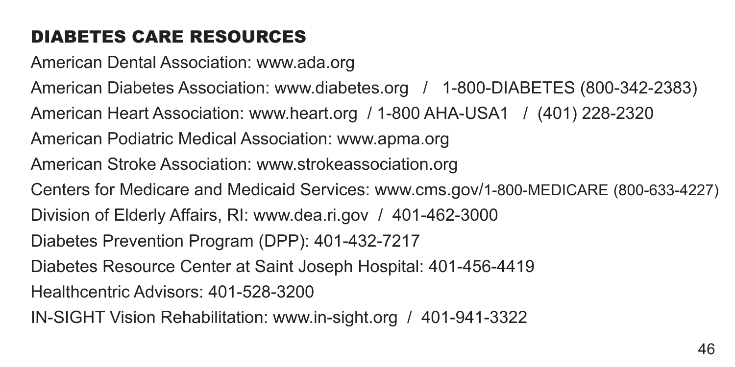## DIABETES CARE RESOURCES

American Dental Association: www.ada.org

American Diabetes Association: www.diabetes.org / 1-800-DIABETES (800-342-2383)

American Heart Association: www.heart.org / 1-800 AHA-USA1 / (401) 228-2320

American Podiatric Medical Association: www.apma.org

American Stroke Association: www.strokeassociation.org

Centers for Medicare and Medicaid Services: www.cms.gov/1-800-MEDICARE (800-633-4227)

Division of Elderly Affairs, RI: www.dea.ri.gov / 401-462-3000

Diabetes Prevention Program (DPP): 401-432-7217

Diabetes Resource Center at Saint Joseph Hospital: 401-456-4419

Healthcentric Advisors: 401-528-3200

IN-SIGHT Vision Rehabilitation: www.in-sight.org / 401-941-3322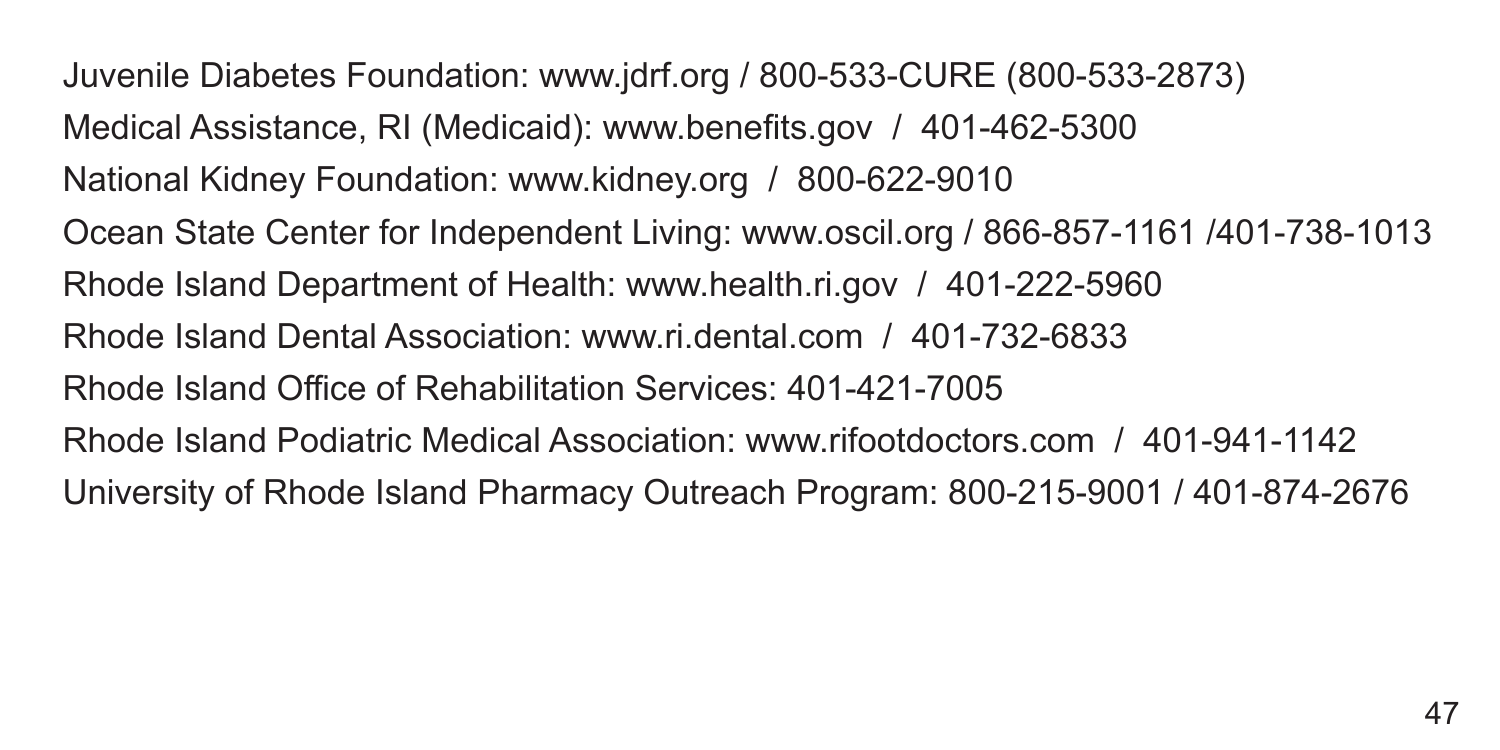Juvenile Diabetes Foundation: www.jdrf.org / 800-533-CURE (800-533-2873)

Medical Assistance, RI (Medicaid): www.benefits.gov / 401-462-5300

National Kidney Foundation: www.kidney.org / 800-622-9010

Ocean State Center for Independent Living: www.oscil.org / 866-857-1161 /401-738-1013

Rhode Island Department of Health: www.health.ri.gov / 401-222-5960

Rhode Island Dental Association: www.ri.dental.com / 401-732-6833

Rhode Island Office of Rehabilitation Services: 401-421-7005

Rhode Island Podiatric Medical Association: www.rifootdoctors.com / 401-941-1142

University of Rhode Island Pharmacy Outreach Program: 800-215-9001 / 401-874-2676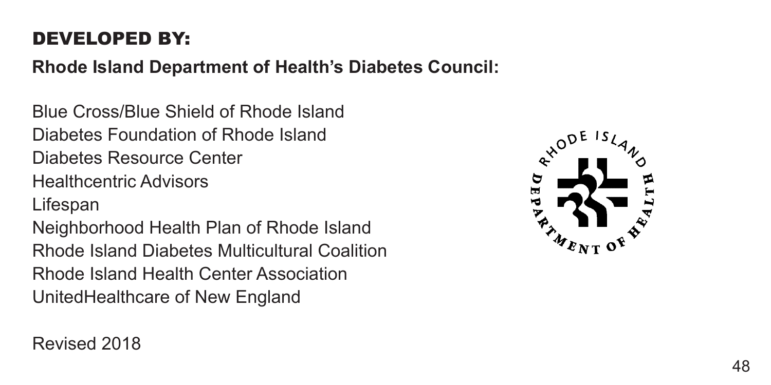## DEVELOPED BY:

**Rhode Island Department of Health's Diabetes Council:**

Blue Cross/Blue Shield of Rhode Island
Diabetes Foundation of Rhode Island
Diabetes Resource Center
Healthcentric Advisors
Lifespan
Neighborhood Health Plan of Rhode Island
Rhode Island Diabetes Multicultural Coalition
Rhode Island Health Center Association
UnitedHealthcare of New England

Revised 2018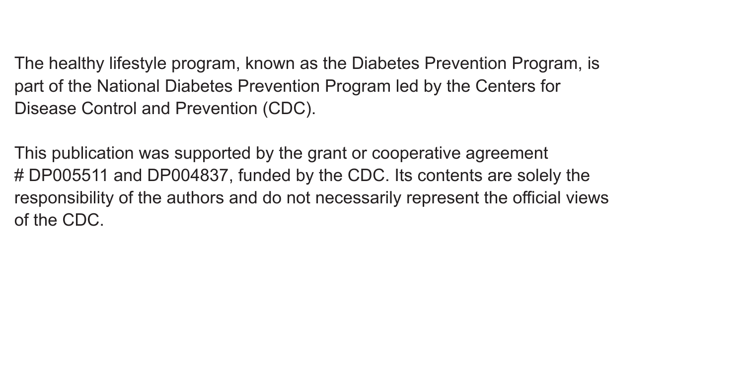The healthy lifestyle program, known as the Diabetes Prevention Program, is part of the National Diabetes Prevention Program led by the Centers for Disease Control and Prevention (CDC).

This publication was supported by the grant or cooperative agreement # DP005511 and DP004837, funded by the CDC. Its contents are solely the responsibility of the authors and do not necessarily represent the official views of the CDC.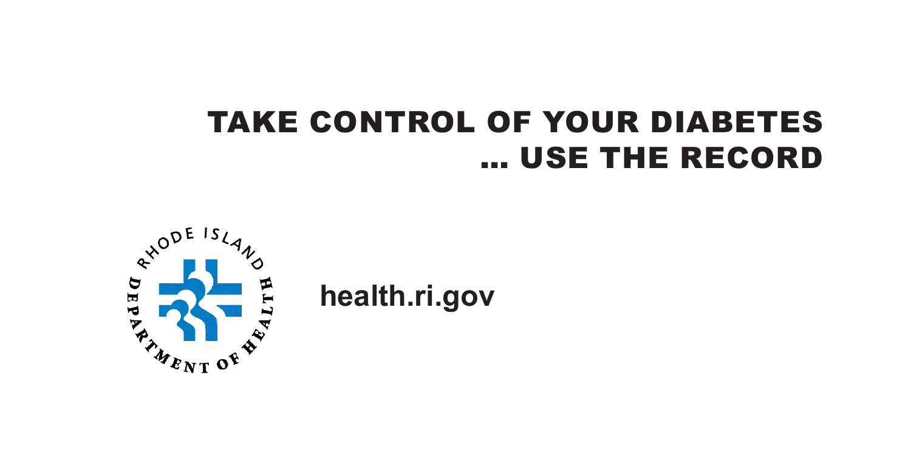# TAKE CONTROL OF YOUR DIABETES ... USE THE RECORD

RHODE ISLAND DEPARTMENT OF HEALTH

**health.ri.gov**